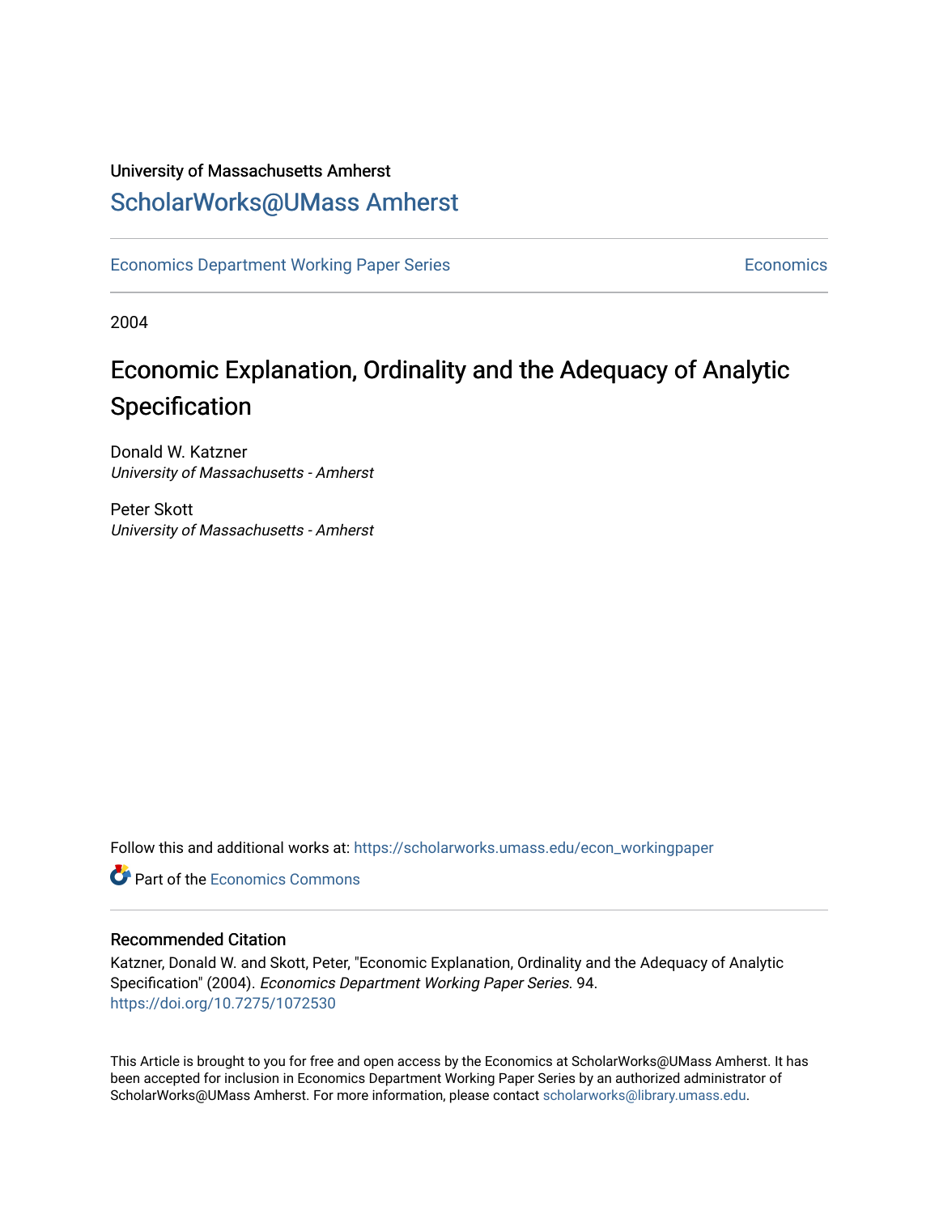University of Massachusetts Amherst

ScholarWorks@UMass Amherst

Economics Department Working Paper Series | Economics

2004

# Economic Explanation, Ordinality and the Adequacy of Analytic Specification

Donald W. Katzner
*University of Massachusetts - Amherst*

Peter Skott
*University of Massachusetts - Amherst*

Follow this and additional works at: https://scholarworks.umass.edu/econ_workingpaper

Part of the Economics Commons

## Recommended Citation

Katzner, Donald W. and Skott, Peter, "Economic Explanation, Ordinality and the Adequacy of Analytic Specification" (2004). *Economics Department Working Paper Series*. 94.
https://doi.org/10.7275/1072530

This Article is brought to you for free and open access by the Economics at ScholarWorks@UMass Amherst. It has been accepted for inclusion in Economics Department Working Paper Series by an authorized administrator of ScholarWorks@UMass Amherst. For more information, please contact scholarworks@library.umass.edu.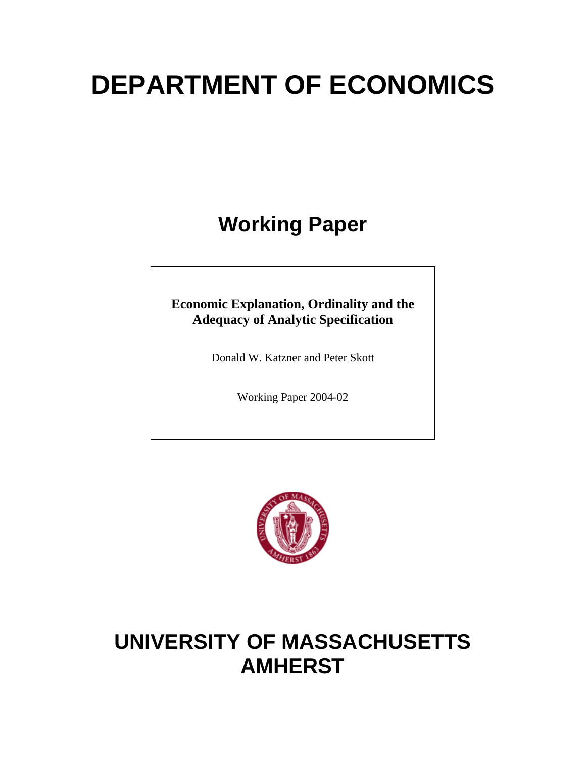# DEPARTMENT OF ECONOMICS

## Working Paper

**Economic Explanation, Ordinality and the Adequacy of Analytic Specification**

Donald W. Katzner and Peter Skott

Working Paper 2004-02

# UNIVERSITY OF MASSACHUSETTS AMHERST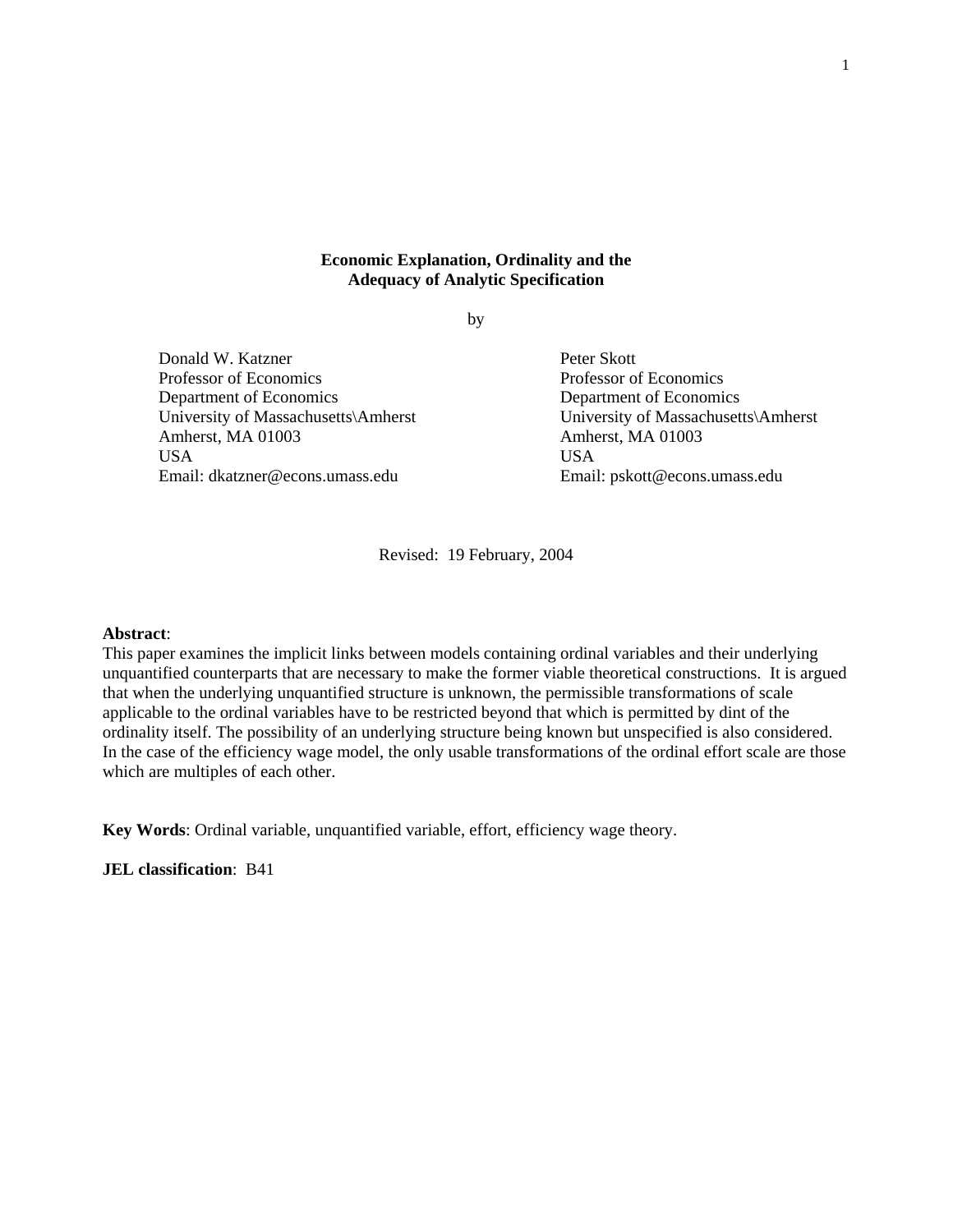**Economic Explanation, Ordinality and the Adequacy of Analytic Specification**

by

Donald W. Katzner
Professor of Economics
Department of Economics
University of Massachusetts\Amherst
Amherst, MA 01003
USA
Email: dkatzner@econs.umass.edu

Peter Skott
Professor of Economics
Department of Economics
University of Massachusetts\Amherst
Amherst, MA 01003
USA
Email: pskott@econs.umass.edu

Revised: 19 February, 2004

**Abstract**:
This paper examines the implicit links between models containing ordinal variables and their underlying unquantified counterparts that are necessary to make the former viable theoretical constructions. It is argued that when the underlying unquantified structure is unknown, the permissible transformations of scale applicable to the ordinal variables have to be restricted beyond that which is permitted by dint of the ordinality itself. The possibility of an underlying structure being known but unspecified is also considered. In the case of the efficiency wage model, the only usable transformations of the ordinal effort scale are those which are multiples of each other.

**Key Words**: Ordinal variable, unquantified variable, effort, efficiency wage theory.

**JEL classification**: B41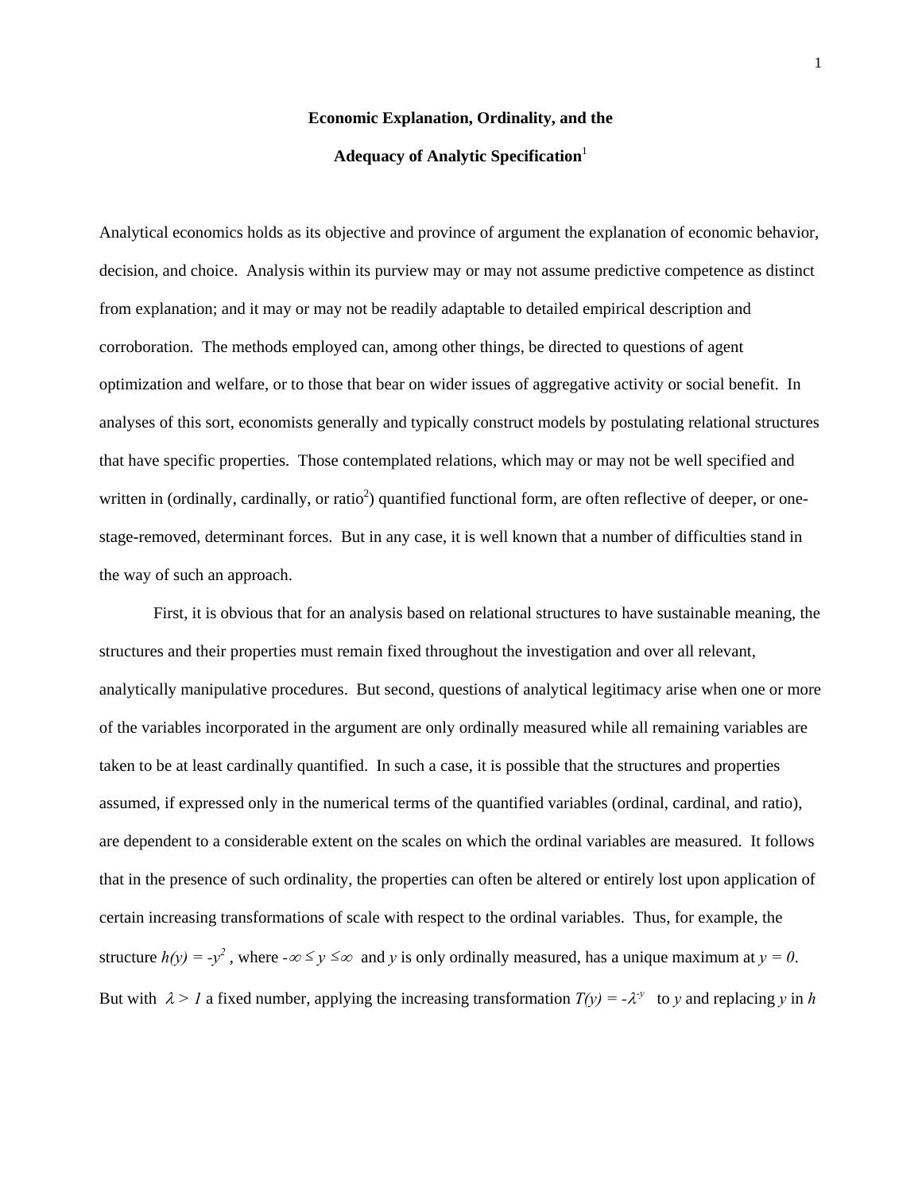**Economic Explanation, Ordinality, and the**

**Adequacy of Analytic Specification**[1]

Analytical economics holds as its objective and province of argument the explanation of economic behavior, decision, and choice. Analysis within its purview may or may not assume predictive competence as distinct from explanation; and it may or may not be readily adaptable to detailed empirical description and corroboration. The methods employed can, among other things, be directed to questions of agent optimization and welfare, or to those that bear on wider issues of aggregative activity or social benefit. In analyses of this sort, economists generally and typically construct models by postulating relational structures that have specific properties. Those contemplated relations, which may or may not be well specified and written in (ordinally, cardinally, or ratio[2]) quantified functional form, are often reflective of deeper, or one-stage-removed, determinant forces. But in any case, it is well known that a number of difficulties stand in the way of such an approach.

First, it is obvious that for an analysis based on relational structures to have sustainable meaning, the structures and their properties must remain fixed throughout the investigation and over all relevant, analytically manipulative procedures. But second, questions of analytical legitimacy arise when one or more of the variables incorporated in the argument are only ordinally measured while all remaining variables are taken to be at least cardinally quantified. In such a case, it is possible that the structures and properties assumed, if expressed only in the numerical terms of the quantified variables (ordinal, cardinal, and ratio), are dependent to a considerable extent on the scales on which the ordinal variables are measured. It follows that in the presence of such ordinality, the properties can often be altered or entirely lost upon application of certain increasing transformations of scale with respect to the ordinal variables. Thus, for example, the structure $h(y) = -y^2$ , where $-\infty \leq y \leq \infty$ and $y$ is only ordinally measured, has a unique maximum at $y = 0$. But with $\lambda > 1$ a fixed number, applying the increasing transformation $T(y) = -\lambda^{-y}$ to $y$ and replacing $y$ in $h$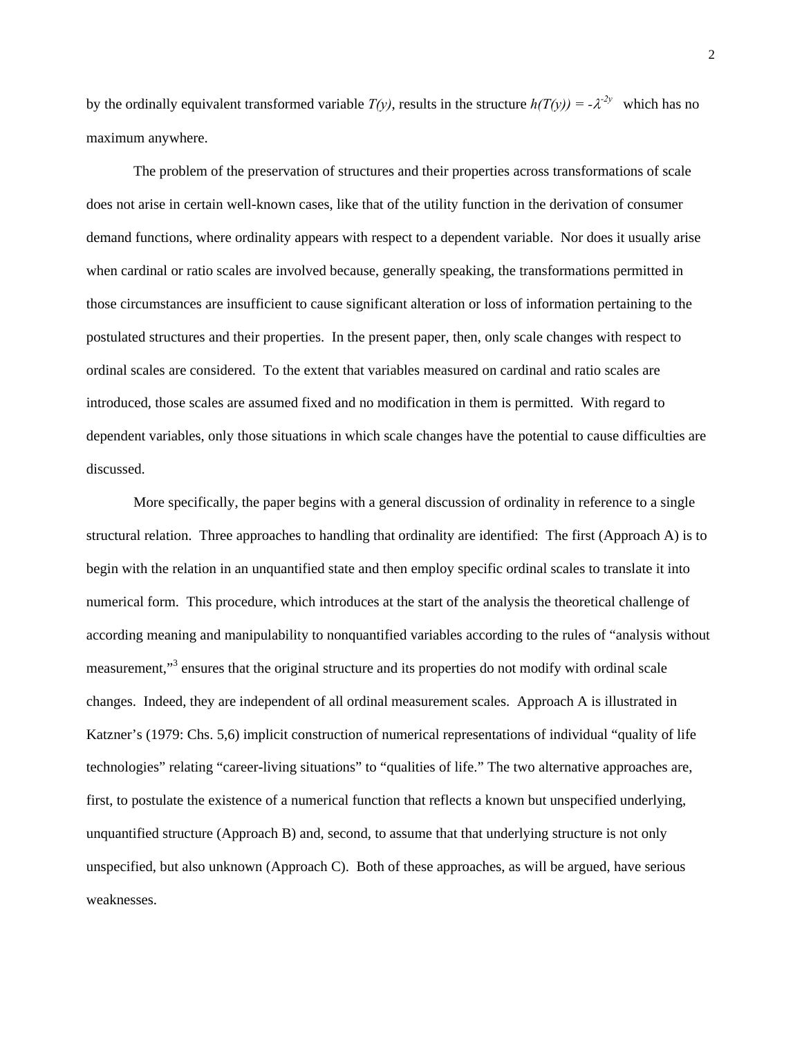by the ordinally equivalent transformed variable $T(y)$, results in the structure $h(T(y)) = -\lambda^{-2y}$ which has no maximum anywhere.

The problem of the preservation of structures and their properties across transformations of scale does not arise in certain well-known cases, like that of the utility function in the derivation of consumer demand functions, where ordinality appears with respect to a dependent variable. Nor does it usually arise when cardinal or ratio scales are involved because, generally speaking, the transformations permitted in those circumstances are insufficient to cause significant alteration or loss of information pertaining to the postulated structures and their properties. In the present paper, then, only scale changes with respect to ordinal scales are considered. To the extent that variables measured on cardinal and ratio scales are introduced, those scales are assumed fixed and no modification in them is permitted. With regard to dependent variables, only those situations in which scale changes have the potential to cause difficulties are discussed.

More specifically, the paper begins with a general discussion of ordinality in reference to a single structural relation. Three approaches to handling that ordinality are identified: The first (Approach A) is to begin with the relation in an unquantified state and then employ specific ordinal scales to translate it into numerical form. This procedure, which introduces at the start of the analysis the theoretical challenge of according meaning and manipulability to nonquantified variables according to the rules of "analysis without measurement,"[3] ensures that the original structure and its properties do not modify with ordinal scale changes. Indeed, they are independent of all ordinal measurement scales. Approach A is illustrated in Katzner's (1979: Chs. 5,6) implicit construction of numerical representations of individual "quality of life technologies" relating "career-living situations" to "qualities of life." The two alternative approaches are, first, to postulate the existence of a numerical function that reflects a known but unspecified underlying, unquantified structure (Approach B) and, second, to assume that that underlying structure is not only unspecified, but also unknown (Approach C). Both of these approaches, as will be argued, have serious weaknesses.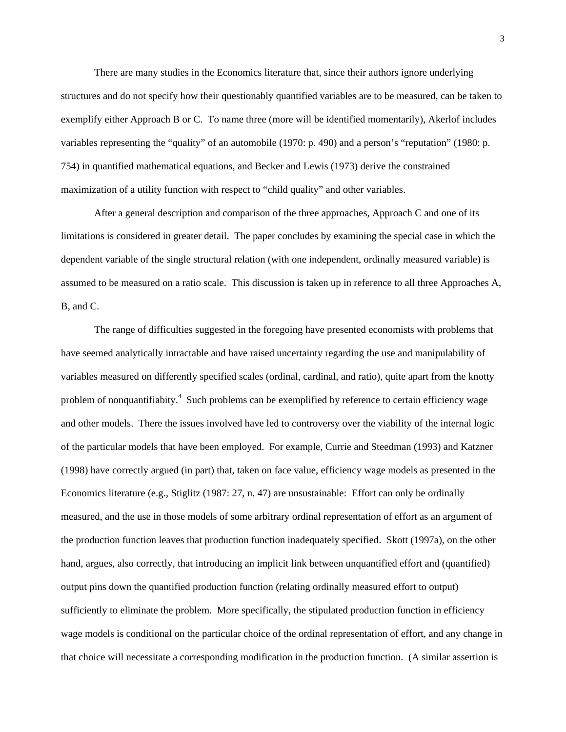There are many studies in the Economics literature that, since their authors ignore underlying structures and do not specify how their questionably quantified variables are to be measured, can be taken to exemplify either Approach B or C. To name three (more will be identified momentarily), Akerlof includes variables representing the "quality" of an automobile (1970: p. 490) and a person's "reputation" (1980: p. 754) in quantified mathematical equations, and Becker and Lewis (1973) derive the constrained maximization of a utility function with respect to "child quality" and other variables.

After a general description and comparison of the three approaches, Approach C and one of its limitations is considered in greater detail. The paper concludes by examining the special case in which the dependent variable of the single structural relation (with one independent, ordinally measured variable) is assumed to be measured on a ratio scale. This discussion is taken up in reference to all three Approaches A, B, and C.

The range of difficulties suggested in the foregoing have presented economists with problems that have seemed analytically intractable and have raised uncertainty regarding the use and manipulability of variables measured on differently specified scales (ordinal, cardinal, and ratio), quite apart from the knotty problem of nonquantifiabity.[4] Such problems can be exemplified by reference to certain efficiency wage and other models. There the issues involved have led to controversy over the viability of the internal logic of the particular models that have been employed. For example, Currie and Steedman (1993) and Katzner (1998) have correctly argued (in part) that, taken on face value, efficiency wage models as presented in the Economics literature (e.g., Stiglitz (1987: 27, n. 47) are unsustainable: Effort can only be ordinally measured, and the use in those models of some arbitrary ordinal representation of effort as an argument of the production function leaves that production function inadequately specified. Skott (1997a), on the other hand, argues, also correctly, that introducing an implicit link between unquantified effort and (quantified) output pins down the quantified production function (relating ordinally measured effort to output) sufficiently to eliminate the problem. More specifically, the stipulated production function in efficiency wage models is conditional on the particular choice of the ordinal representation of effort, and any change in that choice will necessitate a corresponding modification in the production function. (A similar assertion is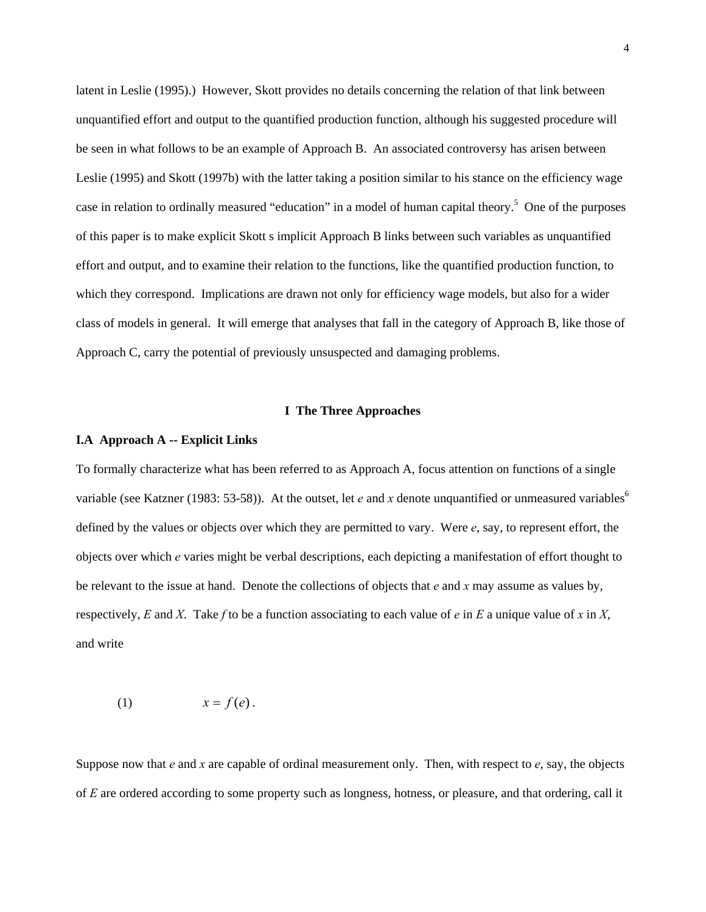latent in Leslie (1995).) However, Skott provides no details concerning the relation of that link between unquantified effort and output to the quantified production function, although his suggested procedure will be seen in what follows to be an example of Approach B. An associated controversy has arisen between Leslie (1995) and Skott (1997b) with the latter taking a position similar to his stance on the efficiency wage case in relation to ordinally measured "education" in a model of human capital theory.[5] One of the purposes of this paper is to make explicit Skott s implicit Approach B links between such variables as unquantified effort and output, and to examine their relation to the functions, like the quantified production function, to which they correspond. Implications are drawn not only for efficiency wage models, but also for a wider class of models in general. It will emerge that analyses that fall in the category of Approach B, like those of Approach C, carry the potential of previously unsuspected and damaging problems.

## I The Three Approaches

### I.A Approach A -- Explicit Links

To formally characterize what has been referred to as Approach A, focus attention on functions of a single variable (see Katzner (1983: 53-58)). At the outset, let $e$ and $x$ denote unquantified or unmeasured variables[6] defined by the values or objects over which they are permitted to vary. Were $e$, say, to represent effort, the objects over which $e$ varies might be verbal descriptions, each depicting a manifestation of effort thought to be relevant to the issue at hand. Denote the collections of objects that $e$ and $x$ may assume as values by, respectively, $E$ and $X$. Take $f$ to be a function associating to each value of $e$ in $E$ a unique value of $x$ in $X$, and write

$$(1) \qquad x = f(e).$$

Suppose now that $e$ and $x$ are capable of ordinal measurement only. Then, with respect to $e$, say, the objects of $E$ are ordered according to some property such as longness, hotness, or pleasure, and that ordering, call it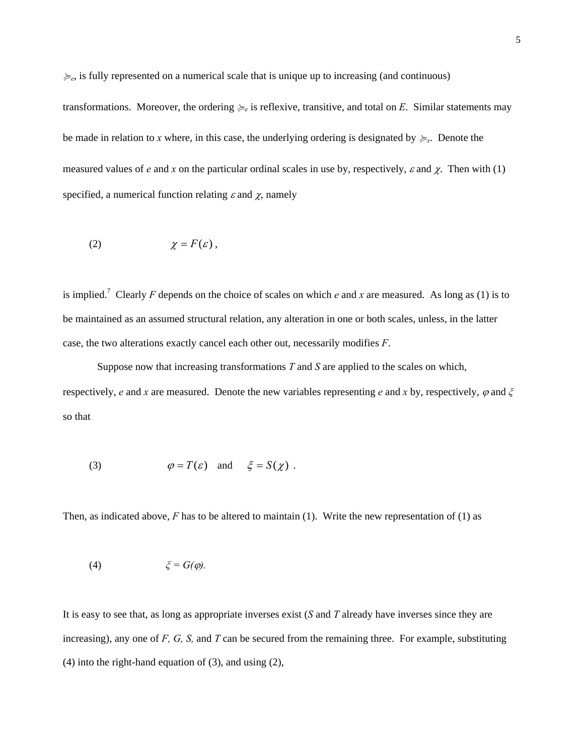$\succsim_e$, is fully represented on a numerical scale that is unique up to increasing (and continuous) transformations. Moreover, the ordering $\succsim_e$ is reflexive, transitive, and total on *E*. Similar statements may be made in relation to *x* where, in this case, the underlying ordering is designated by $\succsim_x$. Denote the measured values of *e* and *x* on the particular ordinal scales in use by, respectively, $\varepsilon$ and $\chi$. Then with (1) specified, a numerical function relating $\varepsilon$ and $\chi$, namely

$$\chi = F(\varepsilon) \,, \tag{2}$$

is implied.[7] Clearly *F* depends on the choice of scales on which *e* and *x* are measured. As long as (1) is to be maintained as an assumed structural relation, any alteration in one or both scales, unless, in the latter case, the two alterations exactly cancel each other out, necessarily modifies *F*.

Suppose now that increasing transformations *T* and *S* are applied to the scales on which, respectively, *e* and *x* are measured. Denote the new variables representing *e* and *x* by, respectively, $\varphi$ and $\xi$ so that

$$\varphi = T(\varepsilon) \quad \text{and} \quad \xi = S(\chi) \ . \tag{3}$$

Then, as indicated above, *F* has to be altered to maintain (1). Write the new representation of (1) as

$$\xi = G(\varphi). \tag{4}$$

It is easy to see that, as long as appropriate inverses exist (*S* and *T* already have inverses since they are increasing), any one of *F, G, S,* and *T* can be secured from the remaining three. For example, substituting (4) into the right-hand equation of (3), and using (2),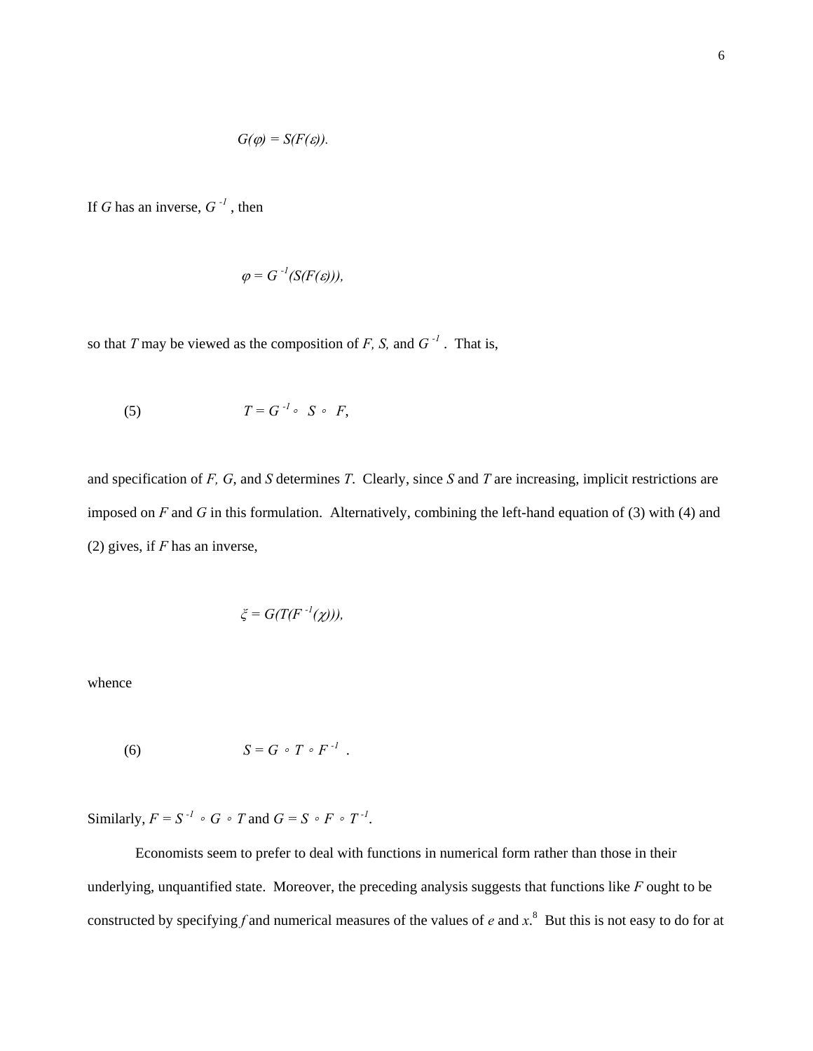$$G(\varphi) = S(F(\varepsilon)).$$

If $G$ has an inverse, $G^{-1}$ , then

$$\varphi = G^{-1}(S(F(\varepsilon))),$$

so that $T$ may be viewed as the composition of $F$, $S$, and $G^{-1}$ . That is,

$$(5) \qquad T = G^{-1} \circ S \circ F,$$

and specification of $F$, $G$, and $S$ determines $T$. Clearly, since $S$ and $T$ are increasing, implicit restrictions are imposed on $F$ and $G$ in this formulation. Alternatively, combining the left-hand equation of (3) with (4) and (2) gives, if $F$ has an inverse,

$$\xi = G(T(F^{-1}(\chi))),$$

whence

$$(6) \qquad S = G \circ T \circ F^{-1} .$$

Similarly, $F = S^{-1} \circ G \circ T$ and $G = S \circ F \circ T^{-1}$.

Economists seem to prefer to deal with functions in numerical form rather than those in their underlying, unquantified state. Moreover, the preceding analysis suggests that functions like $F$ ought to be constructed by specifying $f$ and numerical measures of the values of $e$ and $x$.[8] But this is not easy to do for at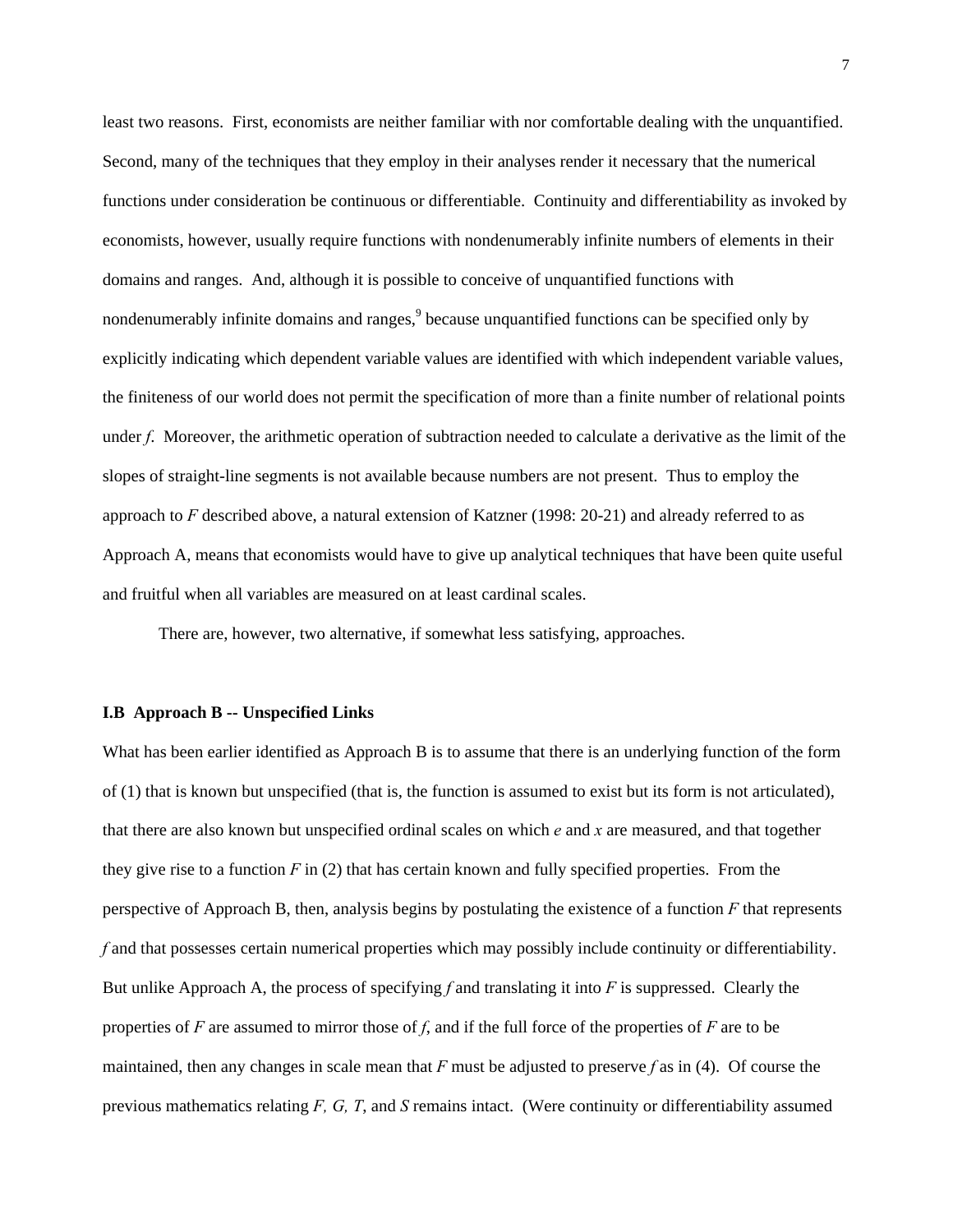least two reasons. First, economists are neither familiar with nor comfortable dealing with the unquantified. Second, many of the techniques that they employ in their analyses render it necessary that the numerical functions under consideration be continuous or differentiable. Continuity and differentiability as invoked by economists, however, usually require functions with nondenumerably infinite numbers of elements in their domains and ranges. And, although it is possible to conceive of unquantified functions with nondenumerably infinite domains and ranges,[9] because unquantified functions can be specified only by explicitly indicating which dependent variable values are identified with which independent variable values, the finiteness of our world does not permit the specification of more than a finite number of relational points under $f$. Moreover, the arithmetic operation of subtraction needed to calculate a derivative as the limit of the slopes of straight-line segments is not available because numbers are not present. Thus to employ the approach to $F$ described above, a natural extension of Katzner (1998: 20-21) and already referred to as Approach A, means that economists would have to give up analytical techniques that have been quite useful and fruitful when all variables are measured on at least cardinal scales.

There are, however, two alternative, if somewhat less satisfying, approaches.

### I.B Approach B -- Unspecified Links

What has been earlier identified as Approach B is to assume that there is an underlying function of the form of (1) that is known but unspecified (that is, the function is assumed to exist but its form is not articulated), that there are also known but unspecified ordinal scales on which $e$ and $x$ are measured, and that together they give rise to a function $F$ in (2) that has certain known and fully specified properties. From the perspective of Approach B, then, analysis begins by postulating the existence of a function $F$ that represents $f$ and that possesses certain numerical properties which may possibly include continuity or differentiability. But unlike Approach A, the process of specifying $f$ and translating it into $F$ is suppressed. Clearly the properties of $F$ are assumed to mirror those of $f$, and if the full force of the properties of $F$ are to be maintained, then any changes in scale mean that $F$ must be adjusted to preserve $f$ as in (4). Of course the previous mathematics relating $F$, $G$, $T$, and $S$ remains intact. (Were continuity or differentiability assumed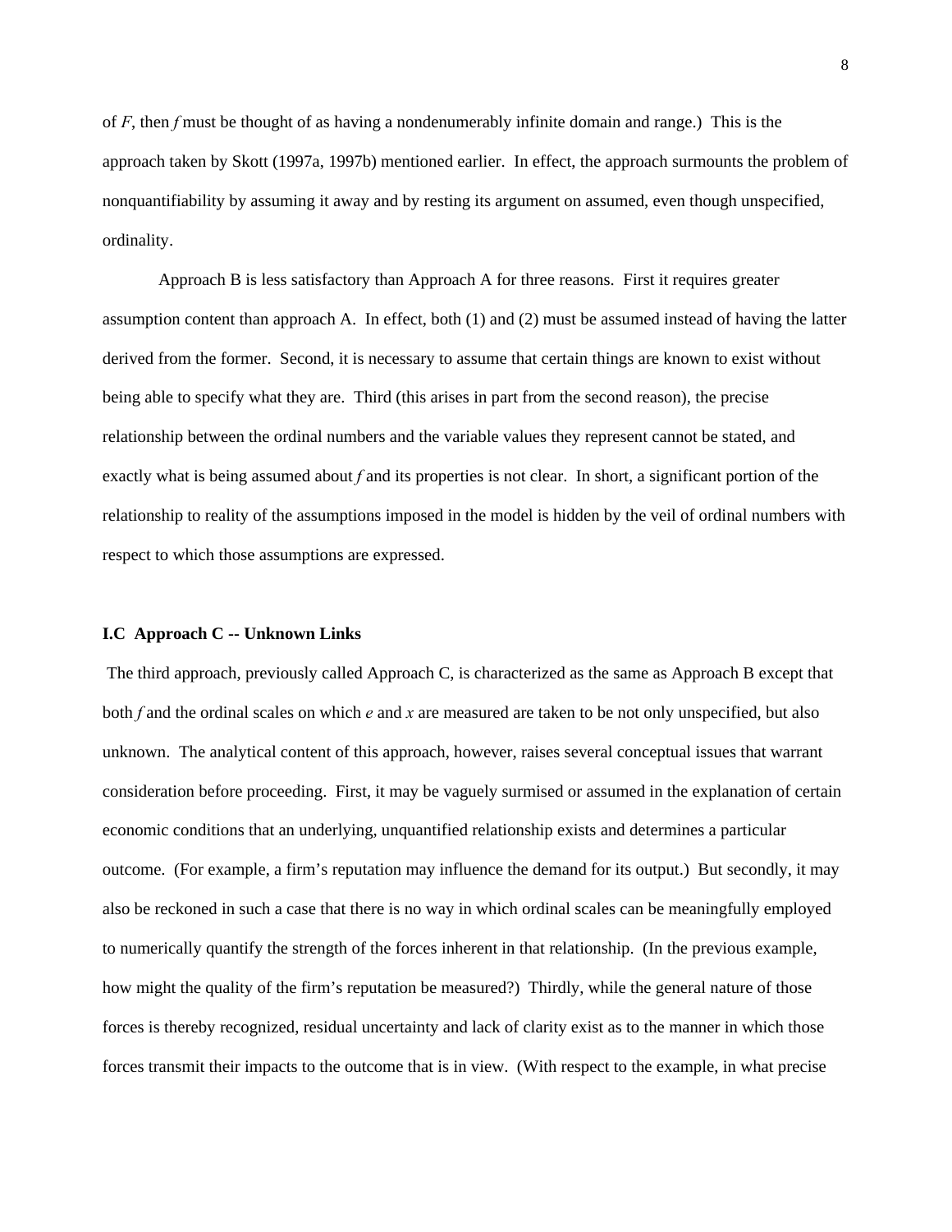of $F$, then $f$ must be thought of as having a nondenumerably infinite domain and range.) This is the approach taken by Skott (1997a, 1997b) mentioned earlier. In effect, the approach surmounts the problem of nonquantifiability by assuming it away and by resting its argument on assumed, even though unspecified, ordinality.

Approach B is less satisfactory than Approach A for three reasons. First it requires greater assumption content than approach A. In effect, both (1) and (2) must be assumed instead of having the latter derived from the former. Second, it is necessary to assume that certain things are known to exist without being able to specify what they are. Third (this arises in part from the second reason), the precise relationship between the ordinal numbers and the variable values they represent cannot be stated, and exactly what is being assumed about $f$ and its properties is not clear. In short, a significant portion of the relationship to reality of the assumptions imposed in the model is hidden by the veil of ordinal numbers with respect to which those assumptions are expressed.

### I.C Approach C -- Unknown Links

The third approach, previously called Approach C, is characterized as the same as Approach B except that both $f$ and the ordinal scales on which $e$ and $x$ are measured are taken to be not only unspecified, but also unknown. The analytical content of this approach, however, raises several conceptual issues that warrant consideration before proceeding. First, it may be vaguely surmised or assumed in the explanation of certain economic conditions that an underlying, unquantified relationship exists and determines a particular outcome. (For example, a firm's reputation may influence the demand for its output.) But secondly, it may also be reckoned in such a case that there is no way in which ordinal scales can be meaningfully employed to numerically quantify the strength of the forces inherent in that relationship. (In the previous example, how might the quality of the firm's reputation be measured?) Thirdly, while the general nature of those forces is thereby recognized, residual uncertainty and lack of clarity exist as to the manner in which those forces transmit their impacts to the outcome that is in view. (With respect to the example, in what precise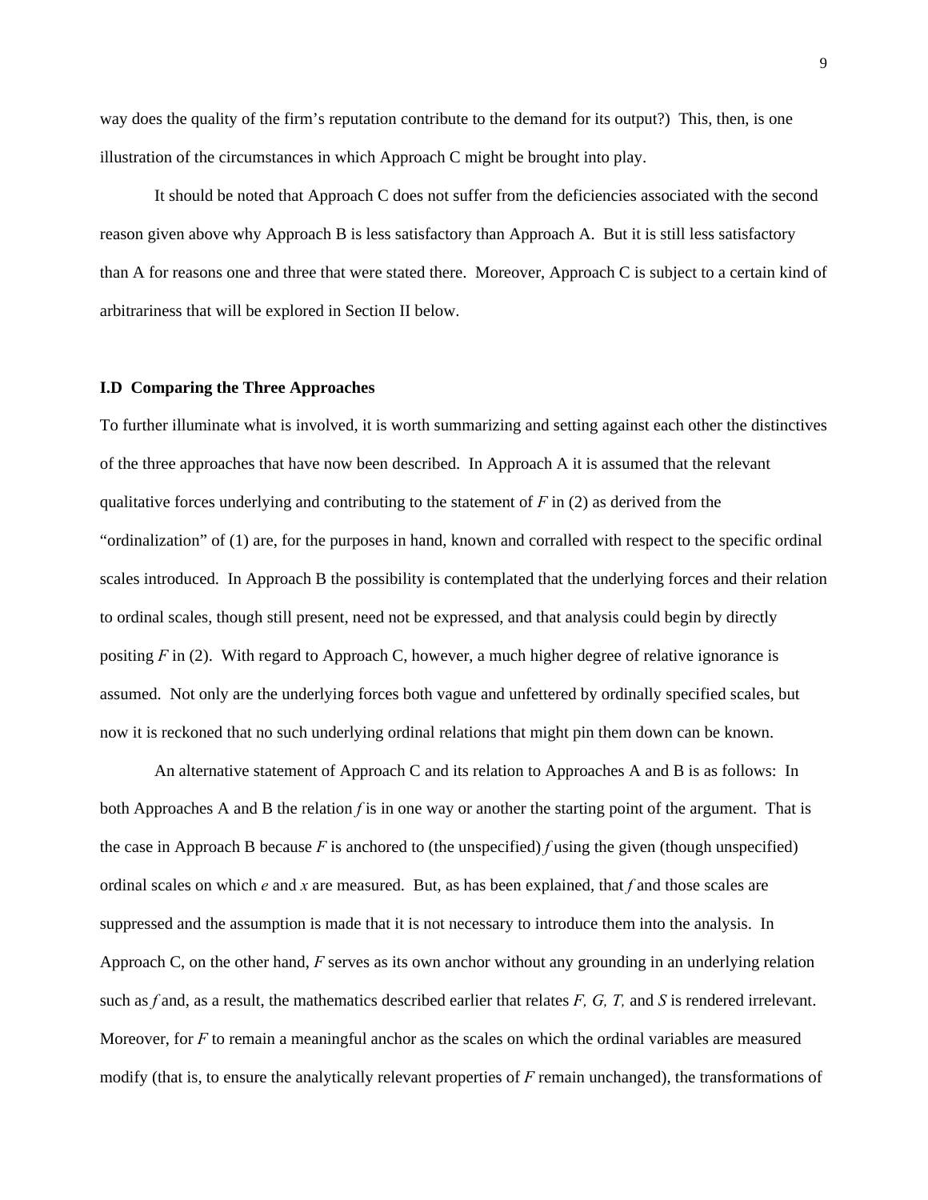way does the quality of the firm's reputation contribute to the demand for its output?) This, then, is one illustration of the circumstances in which Approach C might be brought into play.

It should be noted that Approach C does not suffer from the deficiencies associated with the second reason given above why Approach B is less satisfactory than Approach A. But it is still less satisfactory than A for reasons one and three that were stated there. Moreover, Approach C is subject to a certain kind of arbitrariness that will be explored in Section II below.

### I.D Comparing the Three Approaches

To further illuminate what is involved, it is worth summarizing and setting against each other the distinctives of the three approaches that have now been described. In Approach A it is assumed that the relevant qualitative forces underlying and contributing to the statement of $F$ in (2) as derived from the "ordinalization" of (1) are, for the purposes in hand, known and corralled with respect to the specific ordinal scales introduced. In Approach B the possibility is contemplated that the underlying forces and their relation to ordinal scales, though still present, need not be expressed, and that analysis could begin by directly positing $F$ in (2). With regard to Approach C, however, a much higher degree of relative ignorance is assumed. Not only are the underlying forces both vague and unfettered by ordinally specified scales, but now it is reckoned that no such underlying ordinal relations that might pin them down can be known.

An alternative statement of Approach C and its relation to Approaches A and B is as follows: In both Approaches A and B the relation $f$ is in one way or another the starting point of the argument. That is the case in Approach B because $F$ is anchored to (the unspecified) $f$ using the given (though unspecified) ordinal scales on which $e$ and $x$ are measured. But, as has been explained, that $f$ and those scales are suppressed and the assumption is made that it is not necessary to introduce them into the analysis. In Approach C, on the other hand, $F$ serves as its own anchor without any grounding in an underlying relation such as $f$ and, as a result, the mathematics described earlier that relates $F$, $G$, $T$, and $S$ is rendered irrelevant. Moreover, for $F$ to remain a meaningful anchor as the scales on which the ordinal variables are measured modify (that is, to ensure the analytically relevant properties of $F$ remain unchanged), the transformations of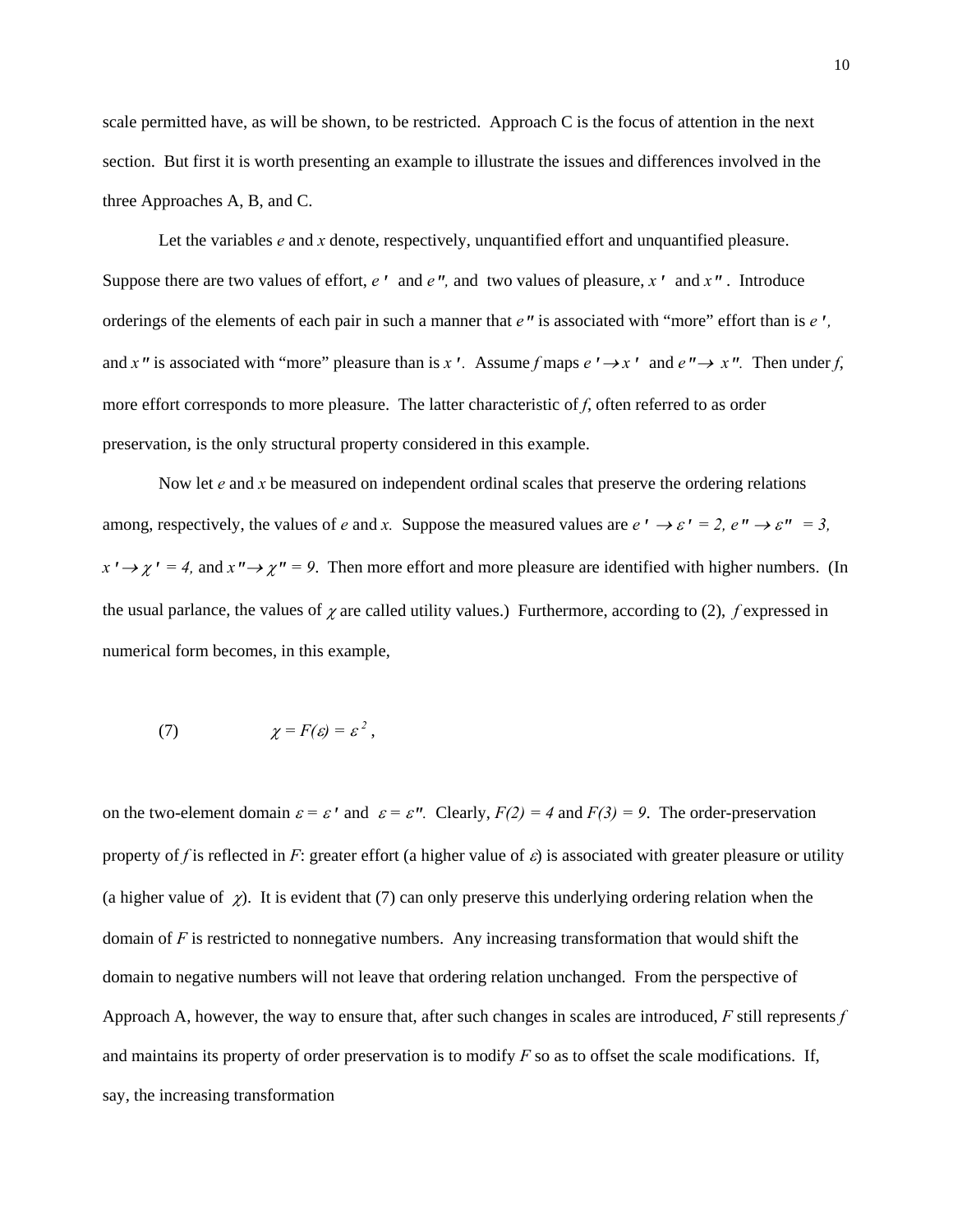scale permitted have, as will be shown, to be restricted. Approach C is the focus of attention in the next section. But first it is worth presenting an example to illustrate the issues and differences involved in the three Approaches A, B, and C.

Let the variables $e$ and $x$ denote, respectively, unquantified effort and unquantified pleasure. Suppose there are two values of effort, $e'$ and $e''$, and two values of pleasure, $x'$ and $x''$. Introduce orderings of the elements of each pair in such a manner that $e''$ is associated with "more" effort than is $e'$, and $x''$ is associated with "more" pleasure than is $x'$. Assume $f$ maps $e' \rightarrow x'$ and $e'' \rightarrow x''$. Then under $f$, more effort corresponds to more pleasure. The latter characteristic of $f$, often referred to as order preservation, is the only structural property considered in this example.

Now let $e$ and $x$ be measured on independent ordinal scales that preserve the ordering relations among, respectively, the values of $e$ and $x$. Suppose the measured values are $e' \rightarrow \varepsilon' = 2$, $e'' \rightarrow \varepsilon'' = 3$, $x' \rightarrow \chi' = 4$, and $x'' \rightarrow \chi'' = 9$. Then more effort and more pleasure are identified with higher numbers. (In the usual parlance, the values of $\chi$ are called utility values.) Furthermore, according to (2), $f$ expressed in numerical form becomes, in this example,

$$\chi = F(\varepsilon) = \varepsilon^2 , \tag{7}$$

on the two-element domain $\varepsilon = \varepsilon'$ and $\varepsilon = \varepsilon''$. Clearly, $F(2) = 4$ and $F(3) = 9$. The order-preservation property of $f$ is reflected in $F$: greater effort (a higher value of $\varepsilon$) is associated with greater pleasure or utility (a higher value of $\chi$). It is evident that (7) can only preserve this underlying ordering relation when the domain of $F$ is restricted to nonnegative numbers. Any increasing transformation that would shift the domain to negative numbers will not leave that ordering relation unchanged. From the perspective of Approach A, however, the way to ensure that, after such changes in scales are introduced, $F$ still represents $f$ and maintains its property of order preservation is to modify $F$ so as to offset the scale modifications. If, say, the increasing transformation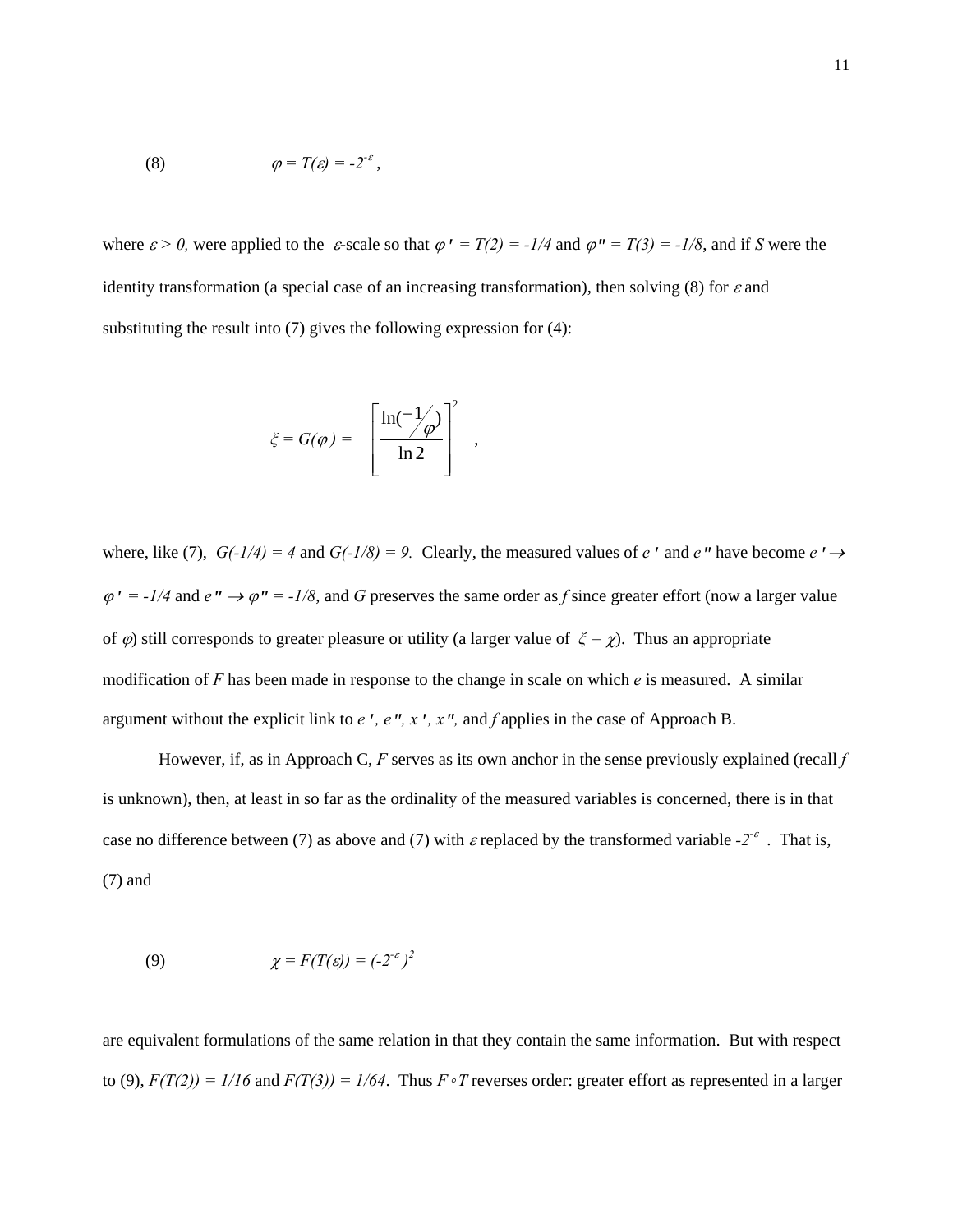(8) $\varphi = T(\varepsilon) = -2^{-\varepsilon}$ ,

where $\varepsilon > 0$, were applied to the $\varepsilon$-scale so that $\varphi' = T(2) = -1/4$ and $\varphi'' = T(3) = -1/8$, and if $S$ were the identity transformation (a special case of an increasing transformation), then solving (8) for $\varepsilon$ and substituting the result into (7) gives the following expression for (4):

$$\xi = G(\varphi) = \left[\frac{\ln(-1/\varphi)}{\ln 2}\right]^2 \quad ,$$

where, like (7), $G(-1/4) = 4$ and $G(-1/8) = 9$. Clearly, the measured values of $e'$ and $e''$ have become $e' \rightarrow \varphi' = -1/4$ and $e'' \rightarrow \varphi'' = -1/8$, and $G$ preserves the same order as $f$ since greater effort (now a larger value of $\varphi$) still corresponds to greater pleasure or utility (a larger value of $\xi = \chi$). Thus an appropriate modification of $F$ has been made in response to the change in scale on which $e$ is measured. A similar argument without the explicit link to $e'$, $e''$, $x'$, $x''$, and $f$ applies in the case of Approach B.

However, if, as in Approach C, $F$ serves as its own anchor in the sense previously explained (recall $f$ is unknown), then, at least in so far as the ordinality of the measured variables is concerned, there is in that case no difference between (7) as above and (7) with $\varepsilon$ replaced by the transformed variable $-2^{-\varepsilon}$ . That is, (7) and

(9) $\chi = F(T(\varepsilon)) = (-2^{-\varepsilon})^2$

are equivalent formulations of the same relation in that they contain the same information. But with respect to (9), $F(T(2)) = 1/16$ and $F(T(3)) = 1/64$. Thus $F \circ T$ reverses order: greater effort as represented in a larger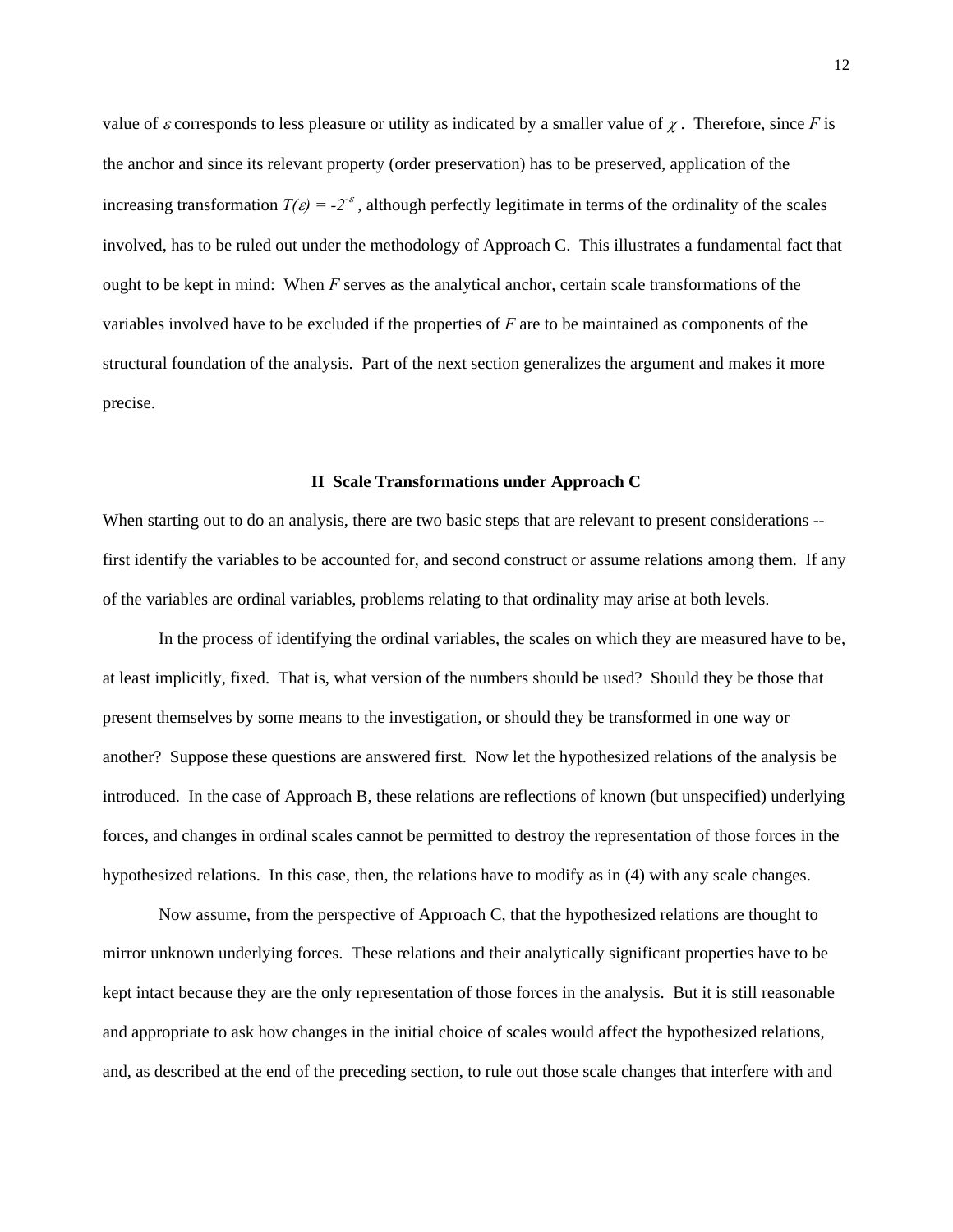value of $\varepsilon$ corresponds to less pleasure or utility as indicated by a smaller value of $\chi$. Therefore, since *F* is the anchor and since its relevant property (order preservation) has to be preserved, application of the increasing transformation $T(\varepsilon) = -2^{-\varepsilon}$, although perfectly legitimate in terms of the ordinality of the scales involved, has to be ruled out under the methodology of Approach C. This illustrates a fundamental fact that ought to be kept in mind: When *F* serves as the analytical anchor, certain scale transformations of the variables involved have to be excluded if the properties of *F* are to be maintained as components of the structural foundation of the analysis. Part of the next section generalizes the argument and makes it more precise.

## II Scale Transformations under Approach C

When starting out to do an analysis, there are two basic steps that are relevant to present considerations -- first identify the variables to be accounted for, and second construct or assume relations among them. If any of the variables are ordinal variables, problems relating to that ordinality may arise at both levels.

In the process of identifying the ordinal variables, the scales on which they are measured have to be, at least implicitly, fixed. That is, what version of the numbers should be used? Should they be those that present themselves by some means to the investigation, or should they be transformed in one way or another? Suppose these questions are answered first. Now let the hypothesized relations of the analysis be introduced. In the case of Approach B, these relations are reflections of known (but unspecified) underlying forces, and changes in ordinal scales cannot be permitted to destroy the representation of those forces in the hypothesized relations. In this case, then, the relations have to modify as in (4) with any scale changes.

Now assume, from the perspective of Approach C, that the hypothesized relations are thought to mirror unknown underlying forces. These relations and their analytically significant properties have to be kept intact because they are the only representation of those forces in the analysis. But it is still reasonable and appropriate to ask how changes in the initial choice of scales would affect the hypothesized relations, and, as described at the end of the preceding section, to rule out those scale changes that interfere with and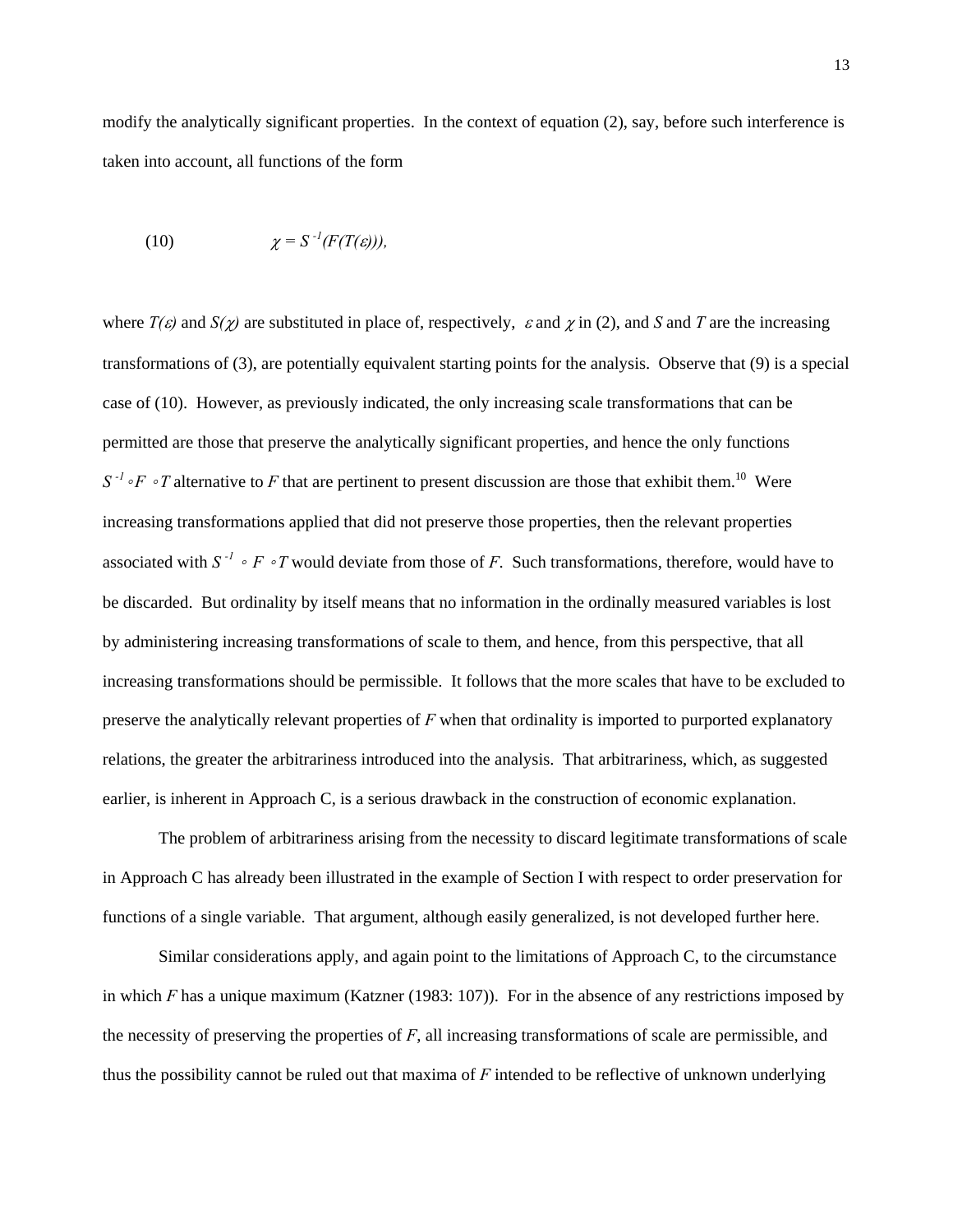modify the analytically significant properties. In the context of equation (2), say, before such interference is taken into account, all functions of the form

$$(10) \qquad \chi = S^{-1}(F(T(\varepsilon))),$$

where $T(\varepsilon)$ and $S(\chi)$ are substituted in place of, respectively, $\varepsilon$ and $\chi$ in (2), and $S$ and $T$ are the increasing transformations of (3), are potentially equivalent starting points for the analysis. Observe that (9) is a special case of (10). However, as previously indicated, the only increasing scale transformations that can be permitted are those that preserve the analytically significant properties, and hence the only functions $S^{-1} \circ F \circ T$ alternative to $F$ that are pertinent to present discussion are those that exhibit them.[10] Were increasing transformations applied that did not preserve those properties, then the relevant properties associated with $S^{-1} \circ F \circ T$ would deviate from those of $F$. Such transformations, therefore, would have to be discarded. But ordinality by itself means that no information in the ordinally measured variables is lost by administering increasing transformations of scale to them, and hence, from this perspective, that all increasing transformations should be permissible. It follows that the more scales that have to be excluded to preserve the analytically relevant properties of $F$ when that ordinality is imported to purported explanatory relations, the greater the arbitrariness introduced into the analysis. That arbitrariness, which, as suggested earlier, is inherent in Approach C, is a serious drawback in the construction of economic explanation.

The problem of arbitrariness arising from the necessity to discard legitimate transformations of scale in Approach C has already been illustrated in the example of Section I with respect to order preservation for functions of a single variable. That argument, although easily generalized, is not developed further here.

Similar considerations apply, and again point to the limitations of Approach C, to the circumstance in which $F$ has a unique maximum (Katzner (1983: 107)). For in the absence of any restrictions imposed by the necessity of preserving the properties of $F$, all increasing transformations of scale are permissible, and thus the possibility cannot be ruled out that maxima of $F$ intended to be reflective of unknown underlying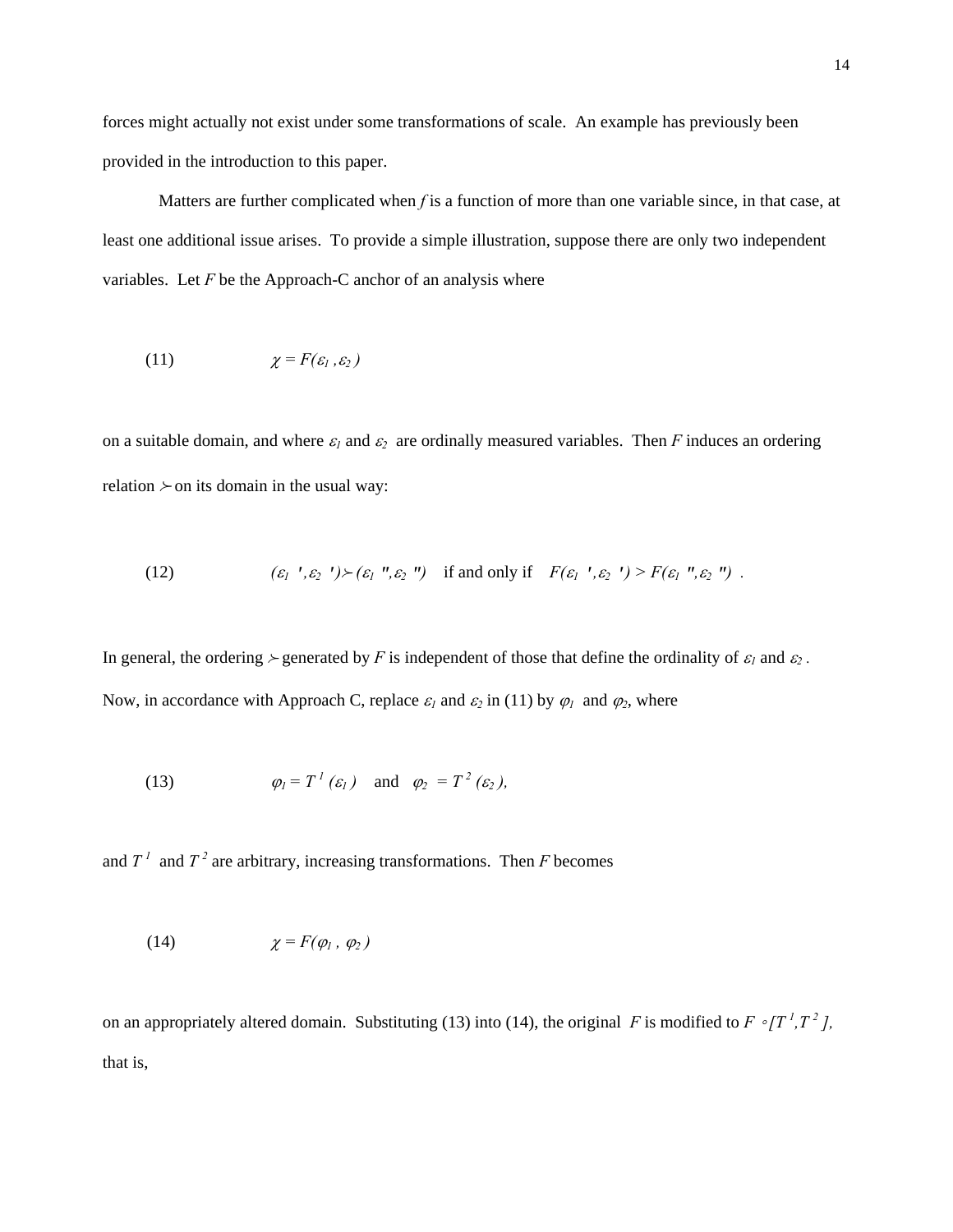forces might actually not exist under some transformations of scale. An example has previously been provided in the introduction to this paper.

Matters are further complicated when $f$ is a function of more than one variable since, in that case, at least one additional issue arises. To provide a simple illustration, suppose there are only two independent variables. Let $F$ be the Approach-C anchor of an analysis where

$$\chi = F(\varepsilon_1, \varepsilon_2) \tag{11}$$

on a suitable domain, and where $\varepsilon_1$ and $\varepsilon_2$ are ordinally measured variables. Then $F$ induces an ordering relation $\succ$ on its domain in the usual way:

$$(\varepsilon_1', \varepsilon_2') \succ (\varepsilon_1'', \varepsilon_2'') \quad \text{if and only if} \quad F(\varepsilon_1', \varepsilon_2') > F(\varepsilon_1'', \varepsilon_2'') \ . \tag{12}$$

In general, the ordering $\succ$ generated by $F$ is independent of those that define the ordinality of $\varepsilon_1$ and $\varepsilon_2$. Now, in accordance with Approach C, replace $\varepsilon_1$ and $\varepsilon_2$ in (11) by $\varphi_1$ and $\varphi_2$, where

$$\varphi_1 = T^1(\varepsilon_1) \quad \text{and} \quad \varphi_2 = T^2(\varepsilon_2), \tag{13}$$

and $T^1$ and $T^2$ are arbitrary, increasing transformations. Then $F$ becomes

$$\chi = F(\varphi_1, \varphi_2) \tag{14}$$

on an appropriately altered domain. Substituting (13) into (14), the original $F$ is modified to $F \circ [T^1, T^2]$, that is,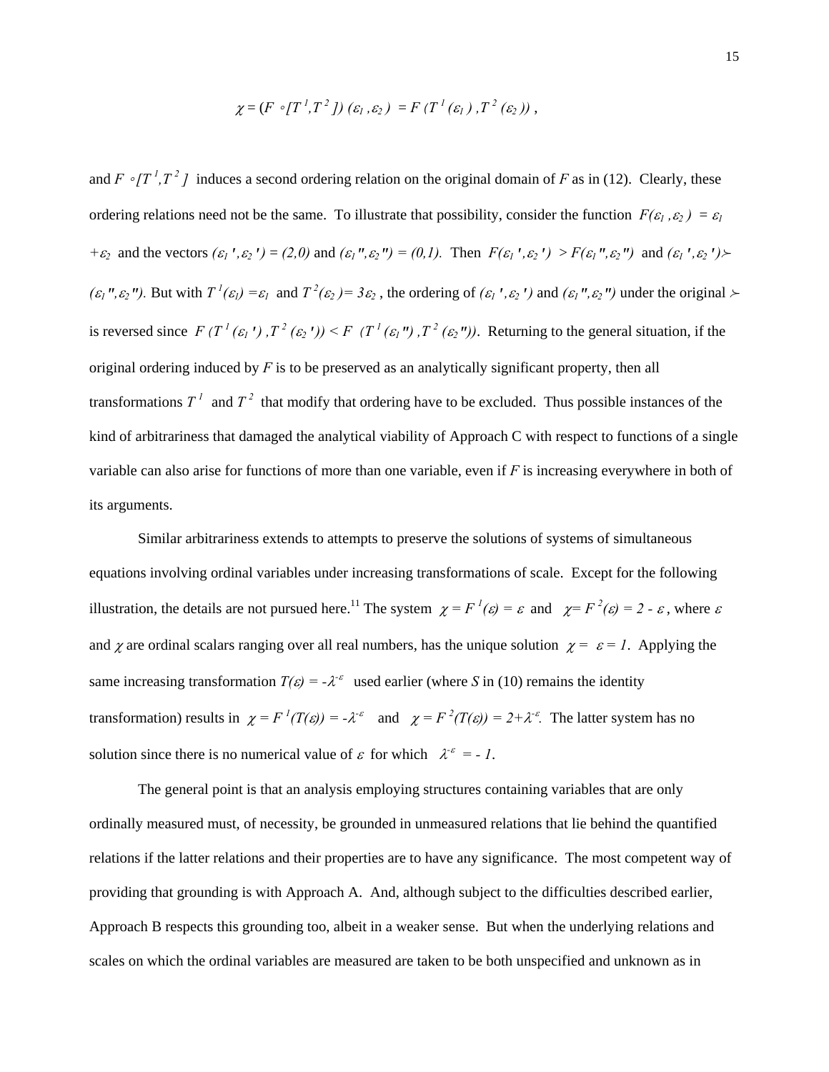$$\chi = (F \circ [T^1, T^2])\,(\varepsilon_1, \varepsilon_2) = F\,(T^1(\varepsilon_1), T^2(\varepsilon_2)),$$

and $F \circ [T^1, T^2]$ induces a second ordering relation on the original domain of *F* as in (12). Clearly, these ordering relations need not be the same. To illustrate that possibility, consider the function $F(\varepsilon_1, \varepsilon_2) = \varepsilon_1 + \varepsilon_2$ and the vectors $(\varepsilon_1', \varepsilon_2') = (2,0)$ and $(\varepsilon_1'', \varepsilon_2'') = (0,1)$. Then $F(\varepsilon_1', \varepsilon_2') > F(\varepsilon_1'', \varepsilon_2'')$ and $(\varepsilon_1', \varepsilon_2') \succ (\varepsilon_1'', \varepsilon_2'')$. But with $T^1(\varepsilon_1) = \varepsilon_1$ and $T^2(\varepsilon_2) = 3\varepsilon_2$, the ordering of $(\varepsilon_1', \varepsilon_2')$ and $(\varepsilon_1'', \varepsilon_2'')$ under the original $\succ$ is reversed since $F\,(T^1(\varepsilon_1'), T^2(\varepsilon_2')) < F\,(T^1(\varepsilon_1''), T^2(\varepsilon_2''))$. Returning to the general situation, if the original ordering induced by *F* is to be preserved as an analytically significant property, then all transformations $T^1$ and $T^2$ that modify that ordering have to be excluded. Thus possible instances of the kind of arbitrariness that damaged the analytical viability of Approach C with respect to functions of a single variable can also arise for functions of more than one variable, even if *F* is increasing everywhere in both of its arguments.

Similar arbitrariness extends to attempts to preserve the solutions of systems of simultaneous equations involving ordinal variables under increasing transformations of scale. Except for the following illustration, the details are not pursued here.[11] The system $\chi = F^1(\varepsilon) = \varepsilon$ and $\chi = F^2(\varepsilon) = 2 - \varepsilon$, where $\varepsilon$ and $\chi$ are ordinal scalars ranging over all real numbers, has the unique solution $\chi = \varepsilon = 1$. Applying the same increasing transformation $T(\varepsilon) = -\lambda^{-\varepsilon}$ used earlier (where *S* in (10) remains the identity transformation) results in $\chi = F^1(T(\varepsilon)) = -\lambda^{-\varepsilon}$ and $\chi = F^2(T(\varepsilon)) = 2 + \lambda^{-\varepsilon}$. The latter system has no solution since there is no numerical value of $\varepsilon$ for which $\lambda^{-\varepsilon} = -1$.

The general point is that an analysis employing structures containing variables that are only ordinally measured must, of necessity, be grounded in unmeasured relations that lie behind the quantified relations if the latter relations and their properties are to have any significance. The most competent way of providing that grounding is with Approach A. And, although subject to the difficulties described earlier, Approach B respects this grounding too, albeit in a weaker sense. But when the underlying relations and scales on which the ordinal variables are measured are taken to be both unspecified and unknown as in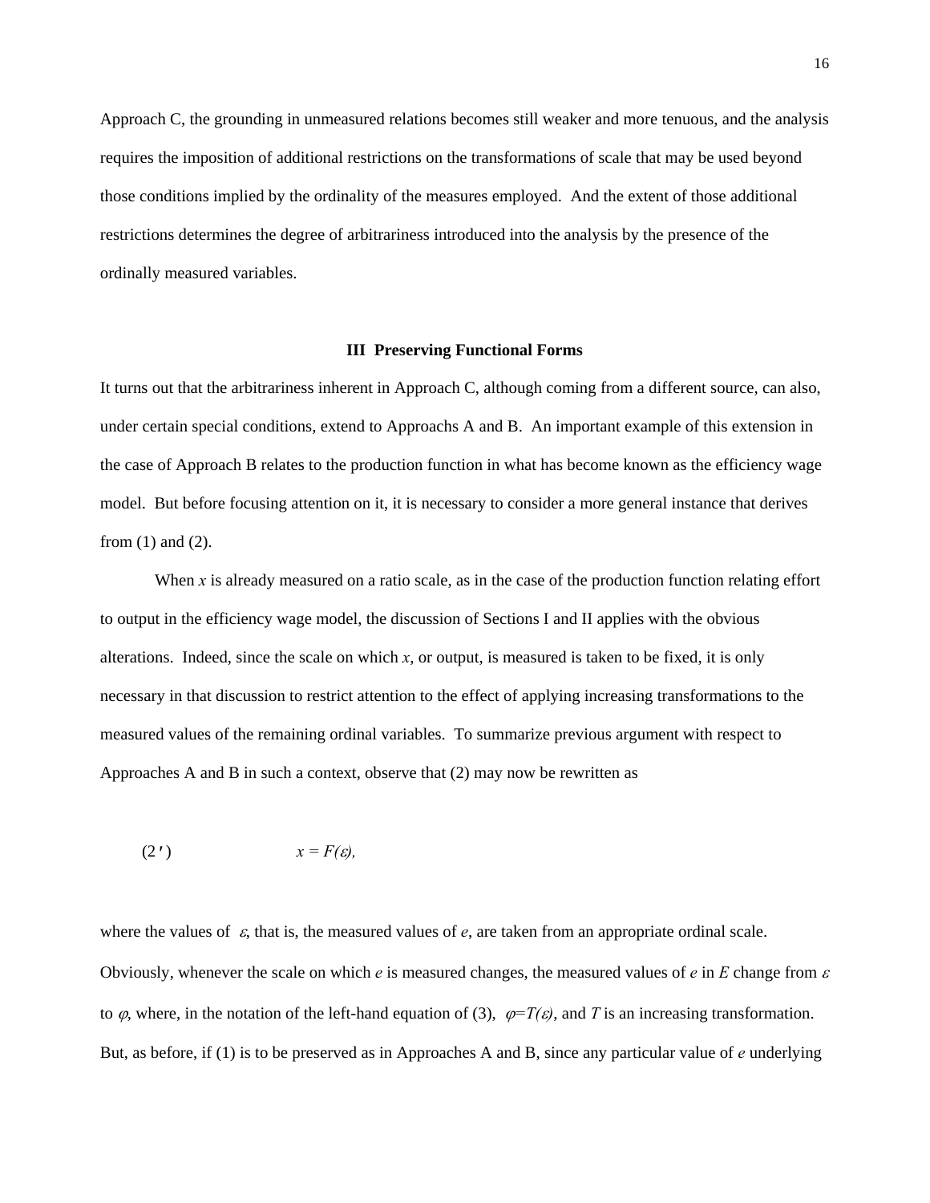Approach C, the grounding in unmeasured relations becomes still weaker and more tenuous, and the analysis requires the imposition of additional restrictions on the transformations of scale that may be used beyond those conditions implied by the ordinality of the measures employed. And the extent of those additional restrictions determines the degree of arbitrariness introduced into the analysis by the presence of the ordinally measured variables.

## III Preserving Functional Forms

It turns out that the arbitrariness inherent in Approach C, although coming from a different source, can also, under certain special conditions, extend to Approachs A and B. An important example of this extension in the case of Approach B relates to the production function in what has become known as the efficiency wage model. But before focusing attention on it, it is necessary to consider a more general instance that derives from (1) and (2).

When $x$ is already measured on a ratio scale, as in the case of the production function relating effort to output in the efficiency wage model, the discussion of Sections I and II applies with the obvious alterations. Indeed, since the scale on which $x$, or output, is measured is taken to be fixed, it is only necessary in that discussion to restrict attention to the effect of applying increasing transformations to the measured values of the remaining ordinal variables. To summarize previous argument with respect to Approaches A and B in such a context, observe that (2) may now be rewritten as

$$(2') \qquad x = F(\varepsilon),$$

where the values of $\varepsilon$, that is, the measured values of $e$, are taken from an appropriate ordinal scale. Obviously, whenever the scale on which $e$ is measured changes, the measured values of $e$ in $E$ change from $\varepsilon$ to $\varphi$, where, in the notation of the left-hand equation of (3), $\varphi=T(\varepsilon)$, and $T$ is an increasing transformation. But, as before, if (1) is to be preserved as in Approaches A and B, since any particular value of $e$ underlying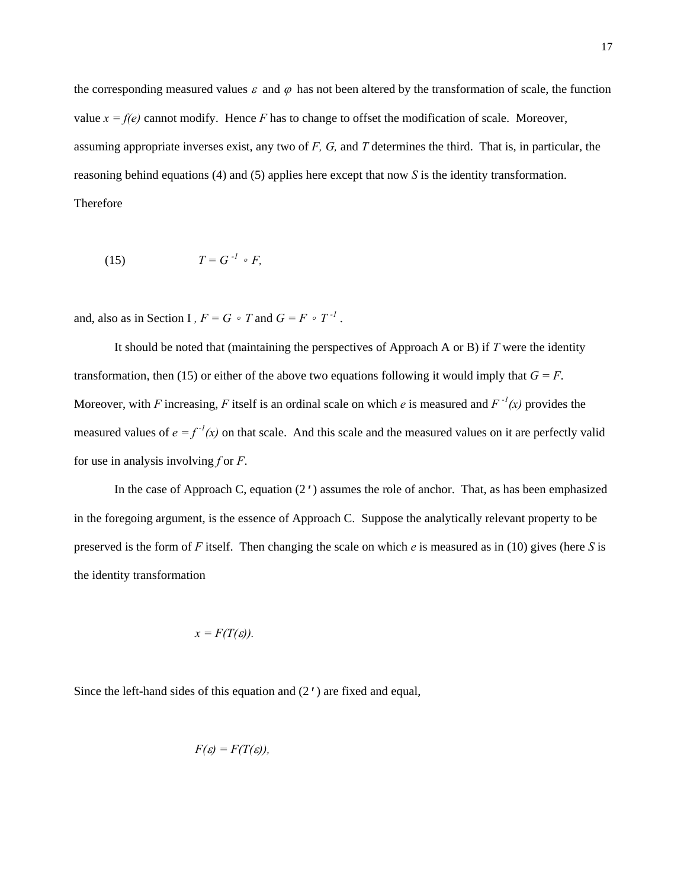the corresponding measured values $\varepsilon$ and $\varphi$ has not been altered by the transformation of scale, the function value $x = f(e)$ cannot modify. Hence $F$ has to change to offset the modification of scale. Moreover, assuming appropriate inverses exist, any two of $F$, $G$, and $T$ determines the third. That is, in particular, the reasoning behind equations (4) and (5) applies here except that now $S$ is the identity transformation. Therefore

$$(15) \qquad T = G^{-1} \circ F,$$

and, also as in Section I , $F = G \circ T$ and $G = F \circ T^{-1}$ .

It should be noted that (maintaining the perspectives of Approach A or B) if $T$ were the identity transformation, then (15) or either of the above two equations following it would imply that $G = F$. Moreover, with $F$ increasing, $F$ itself is an ordinal scale on which $e$ is measured and $F^{-1}(x)$ provides the measured values of $e = f^{-1}(x)$ on that scale. And this scale and the measured values on it are perfectly valid for use in analysis involving $f$ or $F$.

In the case of Approach C, equation (2′) assumes the role of anchor. That, as has been emphasized in the foregoing argument, is the essence of Approach C. Suppose the analytically relevant property to be preserved is the form of $F$ itself. Then changing the scale on which $e$ is measured as in (10) gives (here $S$ is the identity transformation

$$x = F(T(\varepsilon)).$$

Since the left-hand sides of this equation and (2′) are fixed and equal,

$$F(\varepsilon) = F(T(\varepsilon)),$$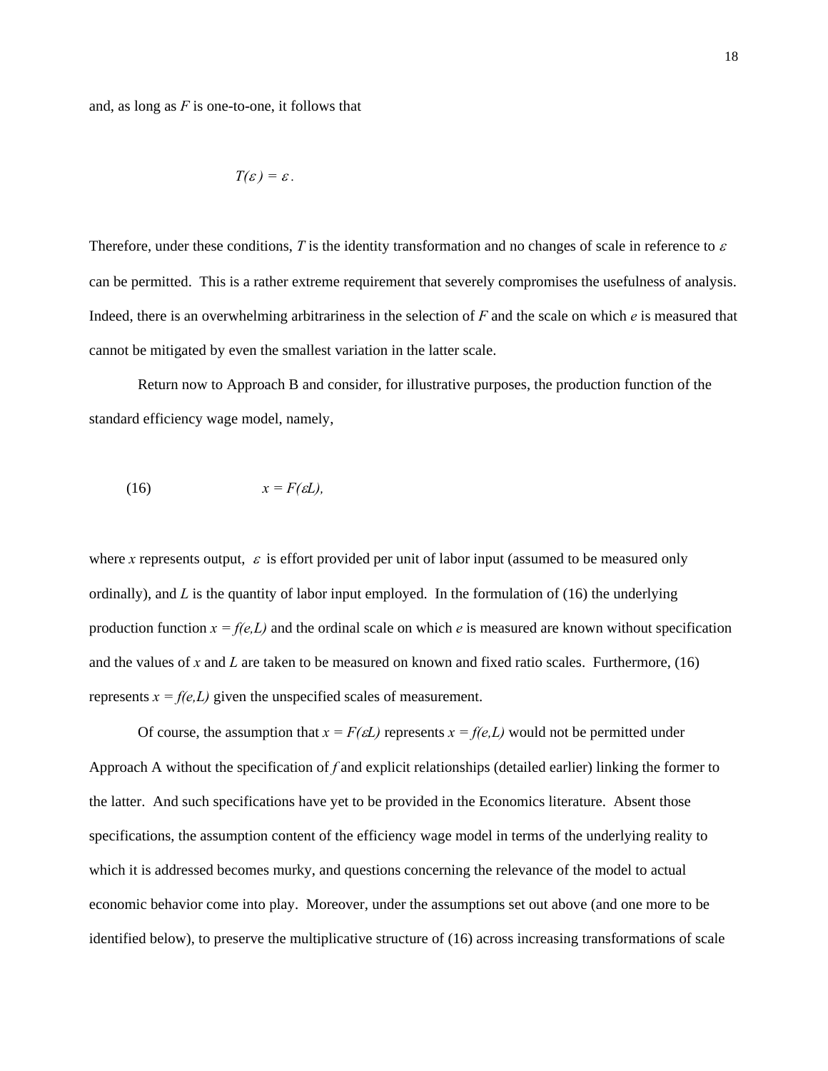and, as long as $F$ is one-to-one, it follows that

$$T(\varepsilon) = \varepsilon \, .$$

Therefore, under these conditions, $T$ is the identity transformation and no changes of scale in reference to $\varepsilon$ can be permitted. This is a rather extreme requirement that severely compromises the usefulness of analysis. Indeed, there is an overwhelming arbitrariness in the selection of $F$ and the scale on which $e$ is measured that cannot be mitigated by even the smallest variation in the latter scale.

Return now to Approach B and consider, for illustrative purposes, the production function of the standard efficiency wage model, namely,

$$x = F(\varepsilon L), \tag{16}$$

where $x$ represents output, $\varepsilon$ is effort provided per unit of labor input (assumed to be measured only ordinally), and $L$ is the quantity of labor input employed. In the formulation of (16) the underlying production function $x = f(e,L)$ and the ordinal scale on which $e$ is measured are known without specification and the values of $x$ and $L$ are taken to be measured on known and fixed ratio scales. Furthermore, (16) represents $x = f(e,L)$ given the unspecified scales of measurement.

Of course, the assumption that $x = F(\varepsilon L)$ represents $x = f(e,L)$ would not be permitted under Approach A without the specification of $f$ and explicit relationships (detailed earlier) linking the former to the latter. And such specifications have yet to be provided in the Economics literature. Absent those specifications, the assumption content of the efficiency wage model in terms of the underlying reality to which it is addressed becomes murky, and questions concerning the relevance of the model to actual economic behavior come into play. Moreover, under the assumptions set out above (and one more to be identified below), to preserve the multiplicative structure of (16) across increasing transformations of scale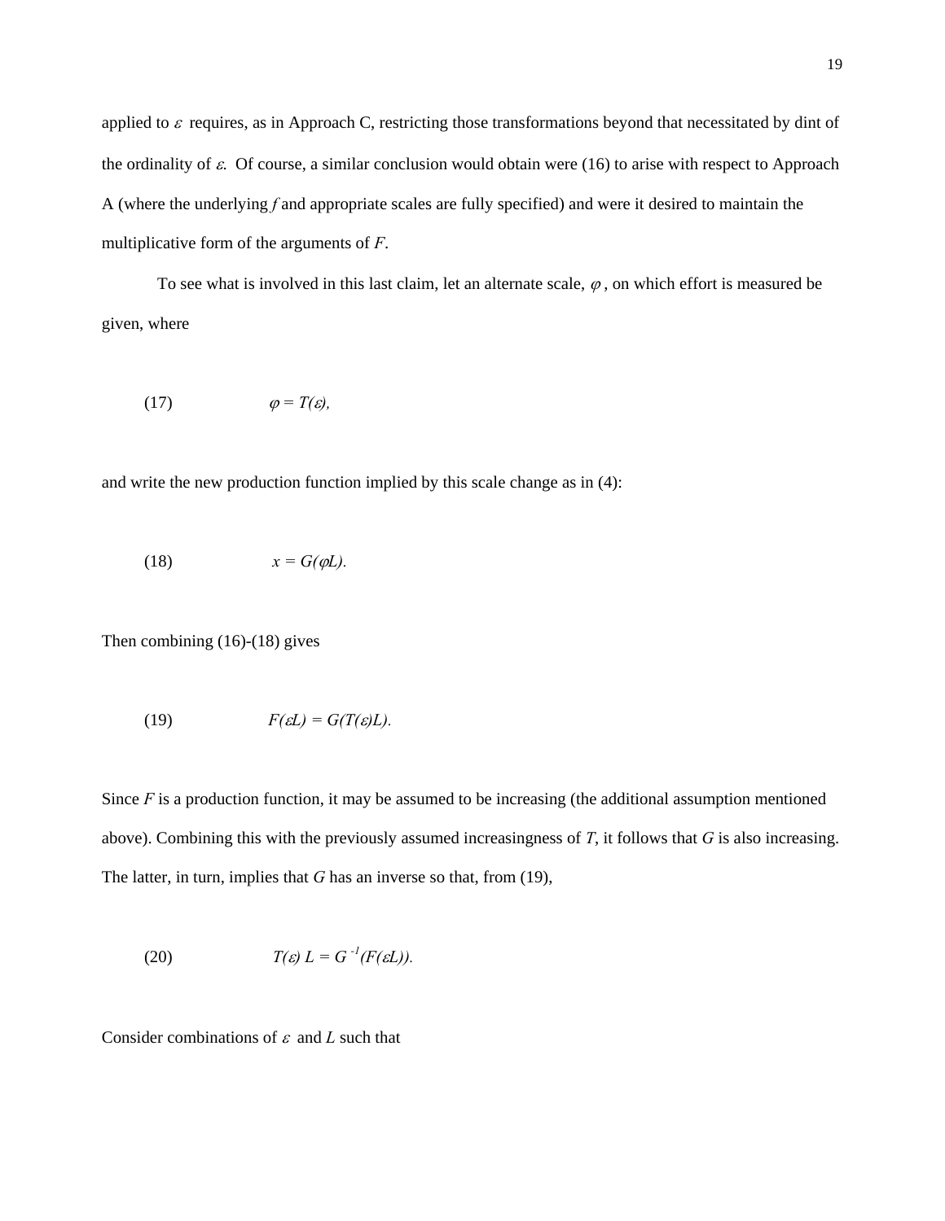applied to $\varepsilon$ requires, as in Approach C, restricting those transformations beyond that necessitated by dint of the ordinality of $\varepsilon$. Of course, a similar conclusion would obtain were (16) to arise with respect to Approach A (where the underlying *f* and appropriate scales are fully specified) and were it desired to maintain the multiplicative form of the arguments of *F*.

To see what is involved in this last claim, let an alternate scale, $\varphi$, on which effort is measured be given, where

$$\varphi = T(\varepsilon), \tag{17}$$

and write the new production function implied by this scale change as in (4):

$$x = G(\varphi L). \tag{18}$$

Then combining (16)-(18) gives

$$F(\varepsilon L) = G(T(\varepsilon)L). \tag{19}$$

Since *F* is a production function, it may be assumed to be increasing (the additional assumption mentioned above). Combining this with the previously assumed increasingness of *T*, it follows that *G* is also increasing. The latter, in turn, implies that *G* has an inverse so that, from (19),

$$T(\varepsilon)\, L = G^{-1}(F(\varepsilon L)). \tag{20}$$

Consider combinations of $\varepsilon$ and *L* such that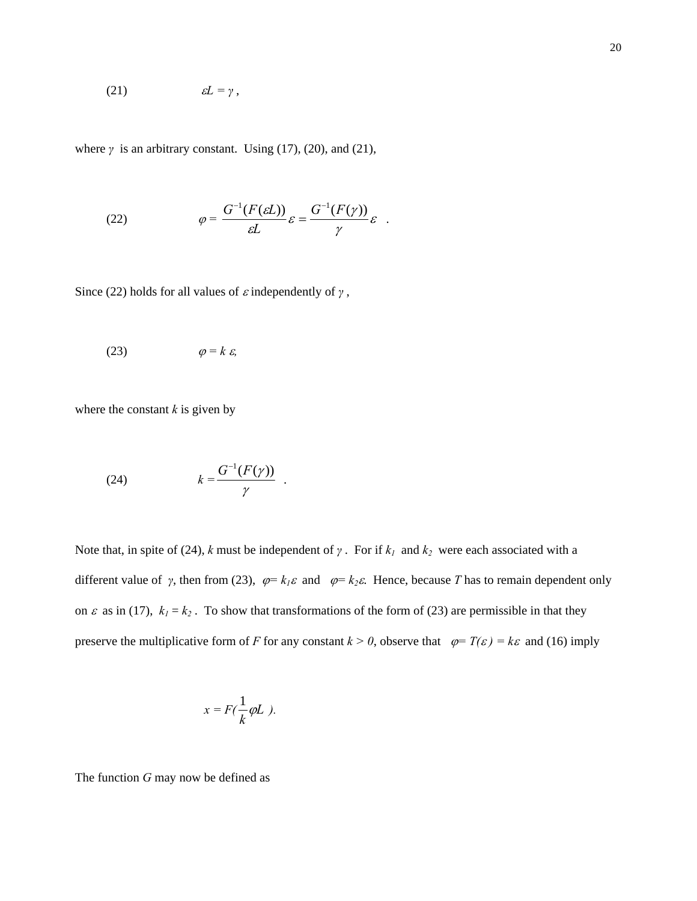$$\varepsilon L = \gamma \, , \tag{21}$$

where $\gamma$ is an arbitrary constant. Using (17), (20), and (21),

$$\varphi = \frac{G^{-1}(F(\varepsilon L))}{\varepsilon L}\varepsilon = \frac{G^{-1}(F(\gamma))}{\gamma}\varepsilon \quad . \tag{22}$$

Since (22) holds for all values of $\varepsilon$ independently of $\gamma$ ,

$$\varphi = k\,\varepsilon, \tag{23}$$

where the constant $k$ is given by

$$k = \frac{G^{-1}(F(\gamma))}{\gamma} \quad . \tag{24}$$

Note that, in spite of (24), $k$ must be independent of $\gamma$ . For if $k_1$ and $k_2$ were each associated with a different value of $\gamma$, then from (23), $\varphi = k_1\varepsilon$ and $\varphi = k_2\varepsilon$. Hence, because $T$ has to remain dependent only on $\varepsilon$ as in (17), $k_1 = k_2$ . To show that transformations of the form of (23) are permissible in that they preserve the multiplicative form of $F$ for any constant $k > 0$, observe that $\varphi = T(\varepsilon) = k\varepsilon$ and (16) imply

$$x = F(\frac{1}{k}\varphi L \;).$$

The function $G$ may now be defined as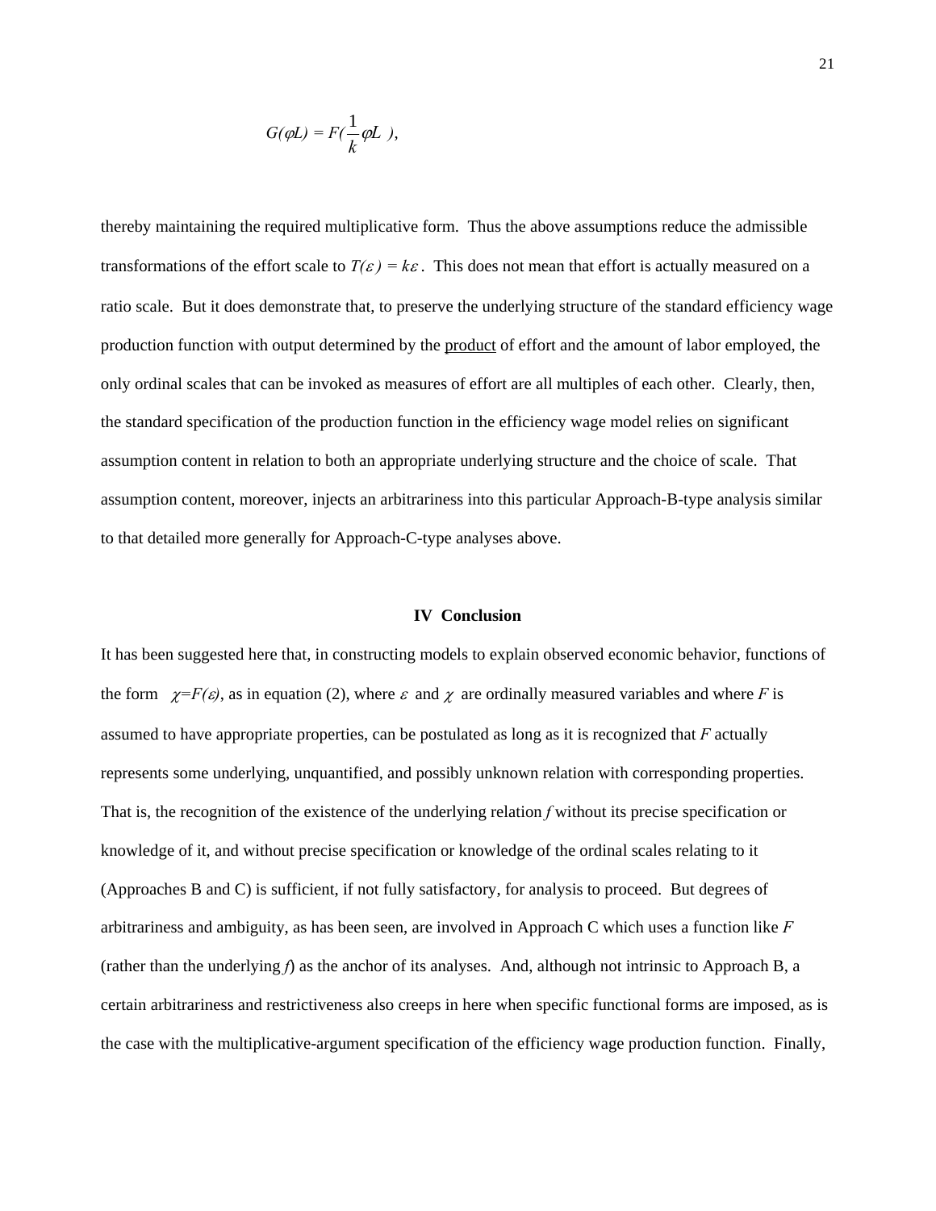$$G(\varphi L) = F(\frac{1}{k}\varphi L\ ),$$

thereby maintaining the required multiplicative form. Thus the above assumptions reduce the admissible transformations of the effort scale to $T(\varepsilon) = k\varepsilon$. This does not mean that effort is actually measured on a ratio scale. But it does demonstrate that, to preserve the underlying structure of the standard efficiency wage production function with output determined by the <u>product</u> of effort and the amount of labor employed, the only ordinal scales that can be invoked as measures of effort are all multiples of each other. Clearly, then, the standard specification of the production function in the efficiency wage model relies on significant assumption content in relation to both an appropriate underlying structure and the choice of scale. That assumption content, moreover, injects an arbitrariness into this particular Approach-B-type analysis similar to that detailed more generally for Approach-C-type analyses above.

## IV Conclusion

It has been suggested here that, in constructing models to explain observed economic behavior, functions of the form $\chi=F(\varepsilon)$, as in equation (2), where $\varepsilon$ and $\chi$ are ordinally measured variables and where $F$ is assumed to have appropriate properties, can be postulated as long as it is recognized that $F$ actually represents some underlying, unquantified, and possibly unknown relation with corresponding properties. That is, the recognition of the existence of the underlying relation $f$ without its precise specification or knowledge of it, and without precise specification or knowledge of the ordinal scales relating to it (Approaches B and C) is sufficient, if not fully satisfactory, for analysis to proceed. But degrees of arbitrariness and ambiguity, as has been seen, are involved in Approach C which uses a function like $F$ (rather than the underlying $f$) as the anchor of its analyses. And, although not intrinsic to Approach B, a certain arbitrariness and restrictiveness also creeps in here when specific functional forms are imposed, as is the case with the multiplicative-argument specification of the efficiency wage production function. Finally,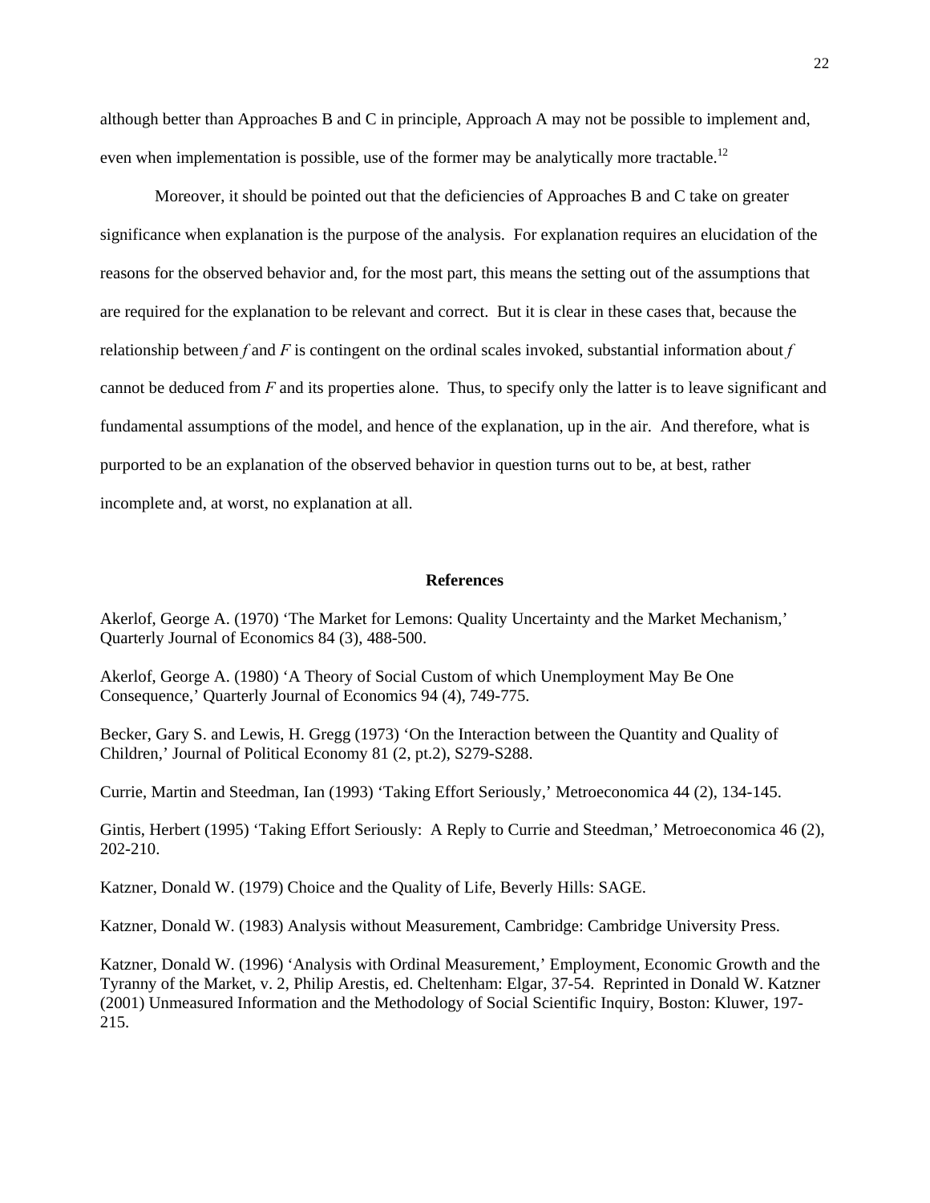although better than Approaches B and C in principle, Approach A may not be possible to implement and, even when implementation is possible, use of the former may be analytically more tractable.[12]

Moreover, it should be pointed out that the deficiencies of Approaches B and C take on greater significance when explanation is the purpose of the analysis. For explanation requires an elucidation of the reasons for the observed behavior and, for the most part, this means the setting out of the assumptions that are required for the explanation to be relevant and correct. But it is clear in these cases that, because the relationship between $f$ and $F$ is contingent on the ordinal scales invoked, substantial information about $f$ cannot be deduced from $F$ and its properties alone. Thus, to specify only the latter is to leave significant and fundamental assumptions of the model, and hence of the explanation, up in the air. And therefore, what is purported to be an explanation of the observed behavior in question turns out to be, at best, rather incomplete and, at worst, no explanation at all.

## References

Akerlof, George A. (1970) 'The Market for Lemons: Quality Uncertainty and the Market Mechanism,' Quarterly Journal of Economics 84 (3), 488-500.

Akerlof, George A. (1980) 'A Theory of Social Custom of which Unemployment May Be One Consequence,' Quarterly Journal of Economics 94 (4), 749-775.

Becker, Gary S. and Lewis, H. Gregg (1973) 'On the Interaction between the Quantity and Quality of Children,' Journal of Political Economy 81 (2, pt.2), S279-S288.

Currie, Martin and Steedman, Ian (1993) 'Taking Effort Seriously,' Metroeconomica 44 (2), 134-145.

Gintis, Herbert (1995) 'Taking Effort Seriously: A Reply to Currie and Steedman,' Metroeconomica 46 (2), 202-210.

Katzner, Donald W. (1979) Choice and the Quality of Life, Beverly Hills: SAGE.

Katzner, Donald W. (1983) Analysis without Measurement, Cambridge: Cambridge University Press.

Katzner, Donald W. (1996) 'Analysis with Ordinal Measurement,' Employment, Economic Growth and the Tyranny of the Market, v. 2, Philip Arestis, ed. Cheltenham: Elgar, 37-54. Reprinted in Donald W. Katzner (2001) Unmeasured Information and the Methodology of Social Scientific Inquiry, Boston: Kluwer, 197-215.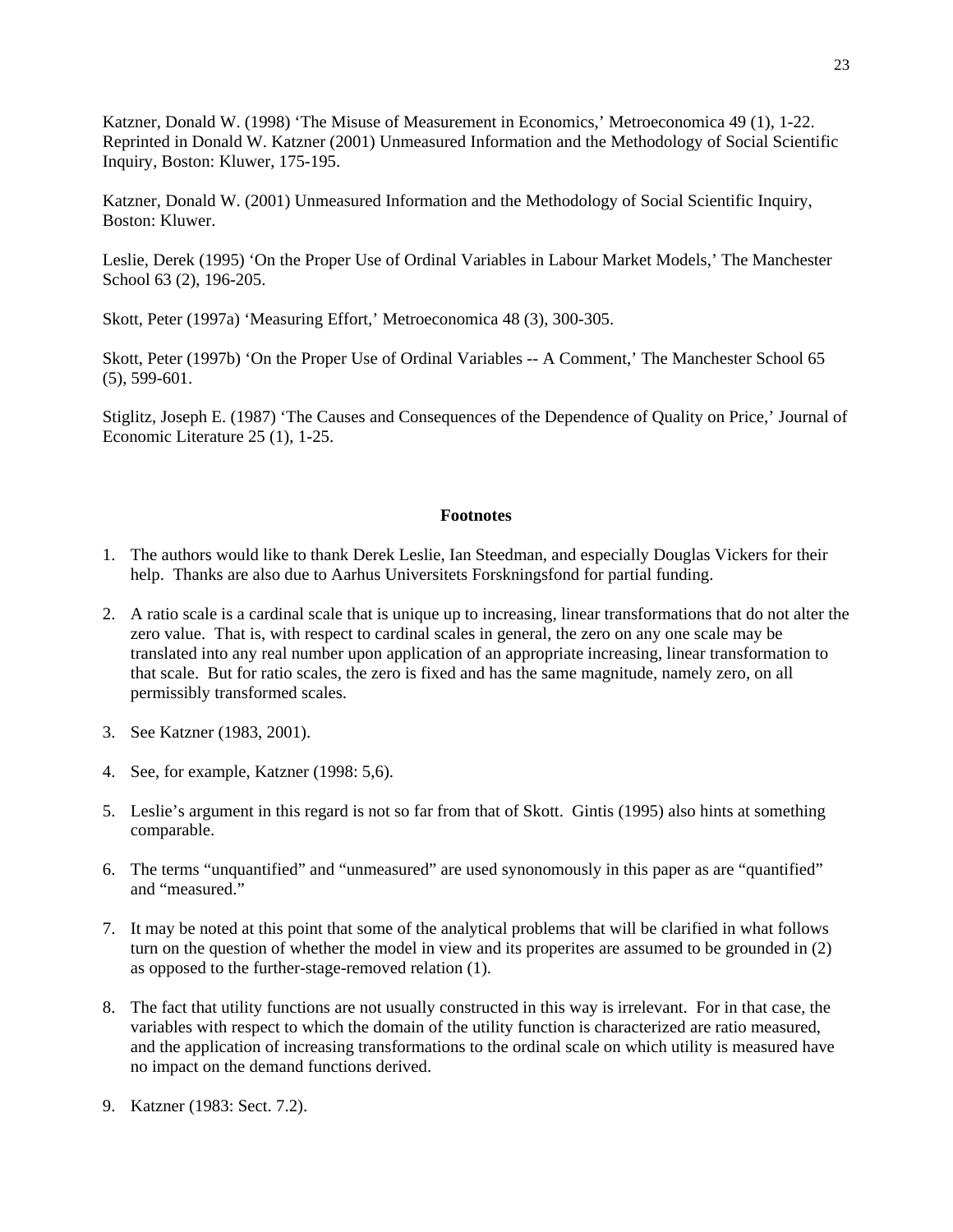Katzner, Donald W. (1998) ‘The Misuse of Measurement in Economics,’ Metroeconomica 49 (1), 1-22. Reprinted in Donald W. Katzner (2001) Unmeasured Information and the Methodology of Social Scientific Inquiry, Boston: Kluwer, 175-195.

Katzner, Donald W. (2001) Unmeasured Information and the Methodology of Social Scientific Inquiry, Boston: Kluwer.

Leslie, Derek (1995) ‘On the Proper Use of Ordinal Variables in Labour Market Models,’ The Manchester School 63 (2), 196-205.

Skott, Peter (1997a) ‘Measuring Effort,’ Metroeconomica 48 (3), 300-305.

Skott, Peter (1997b) ‘On the Proper Use of Ordinal Variables -- A Comment,’ The Manchester School 65 (5), 599-601.

Stiglitz, Joseph E. (1987) ‘The Causes and Consequences of the Dependence of Quality on Price,’ Journal of Economic Literature 25 (1), 1-25.

**Footnotes**

1. The authors would like to thank Derek Leslie, Ian Steedman, and especially Douglas Vickers for their help. Thanks are also due to Aarhus Universitets Forskningsfond for partial funding.

2. A ratio scale is a cardinal scale that is unique up to increasing, linear transformations that do not alter the zero value. That is, with respect to cardinal scales in general, the zero on any one scale may be translated into any real number upon application of an appropriate increasing, linear transformation to that scale. But for ratio scales, the zero is fixed and has the same magnitude, namely zero, on all permissibly transformed scales.

3. See Katzner (1983, 2001).

4. See, for example, Katzner (1998: 5,6).

5. Leslie’s argument in this regard is not so far from that of Skott. Gintis (1995) also hints at something comparable.

6. The terms “unquantified” and “unmeasured” are used synonomously in this paper as are “quantified” and “measured.”

7. It may be noted at this point that some of the analytical problems that will be clarified in what follows turn on the question of whether the model in view and its properites are assumed to be grounded in (2) as opposed to the further-stage-removed relation (1).

8. The fact that utility functions are not usually constructed in this way is irrelevant. For in that case, the variables with respect to which the domain of the utility function is characterized are ratio measured, and the application of increasing transformations to the ordinal scale on which utility is measured have no impact on the demand functions derived.

9. Katzner (1983: Sect. 7.2).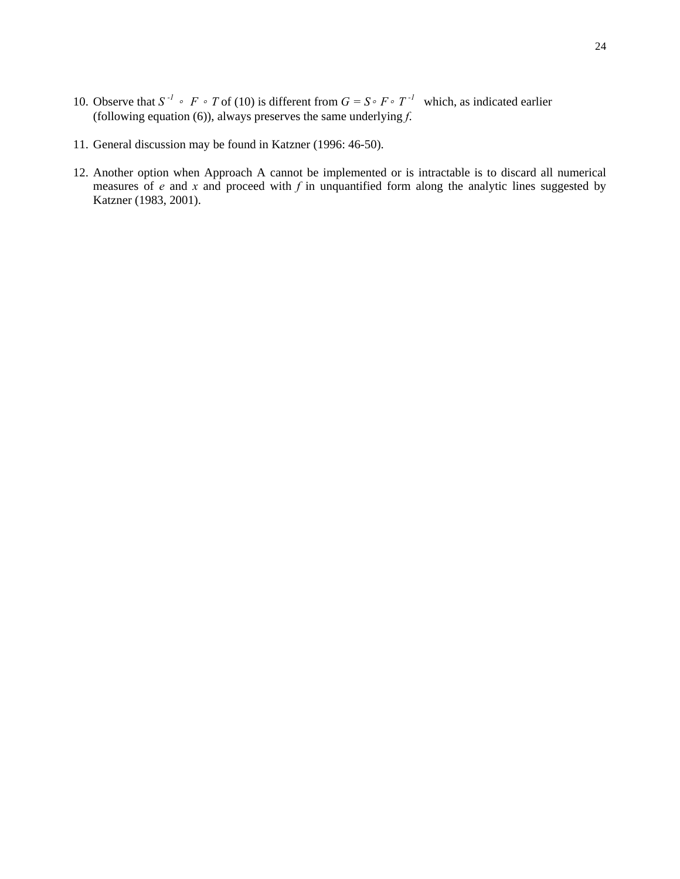10. Observe that $S^{-1} \circ F \circ T$ of (10) is different from $G = S \circ F \circ T^{-1}$ which, as indicated earlier (following equation (6)), always preserves the same underlying $f$.

11. General discussion may be found in Katzner (1996: 46-50).

12. Another option when Approach A cannot be implemented or is intractable is to discard all numerical measures of $e$ and $x$ and proceed with $f$ in unquantified form along the analytic lines suggested by Katzner (1983, 2001).